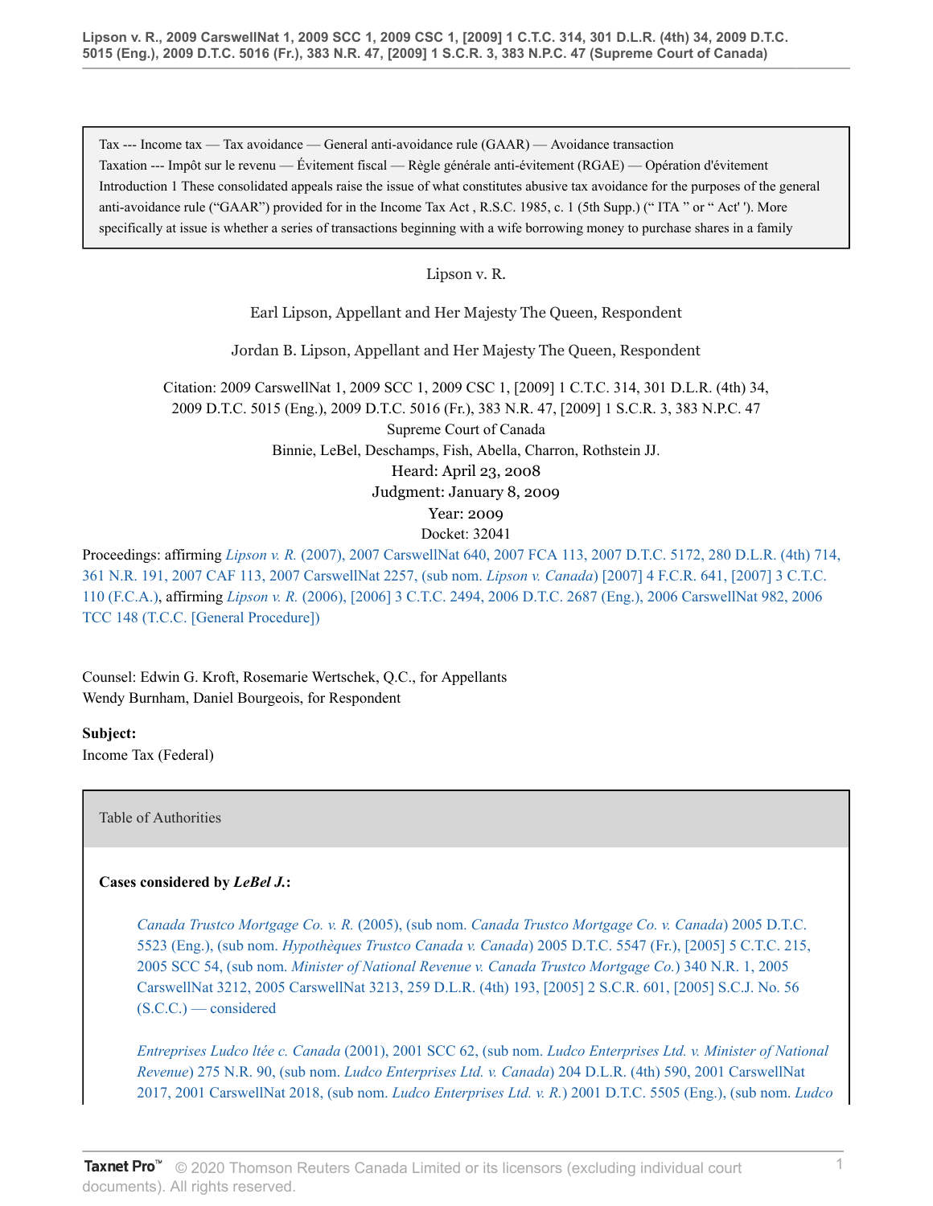Tax --- Income tax — Tax avoidance — General anti-avoidance rule (GAAR) — Avoidance transaction

Taxation --- Impôt sur le revenu — Évitement fiscal — Règle générale anti-évitement (RGAE) — Opération d'évitement

Introduction 1 These consolidated appeals raise the issue of what constitutes abusive tax avoidance for the purposes of the general anti-avoidance rule ("GAAR") provided for in the Income Tax Act , R.S.C. 1985, c. 1 (5th Supp.) (" ITA " or " Act' '). More specifically at issue is whether a series of transactions beginning with a wife borrowing money to purchase shares in a family

Lipson v. R.

Earl Lipson, Appellant and Her Majesty The Queen, Respondent

Jordan B. Lipson, Appellant and Her Majesty The Queen, Respondent

Citation: 2009 CarswellNat 1, 2009 SCC 1, 2009 CSC 1, [2009] 1 C.T.C. 314, 301 D.L.R. (4th) 34, 2009 D.T.C. 5015 (Eng.), 2009 D.T.C. 5016 (Fr.), 383 N.R. 47, [2009] 1 S.C.R. 3, 383 N.P.C. 47

Supreme Court of Canada

Binnie, LeBel, Deschamps, Fish, Abella, Charron, Rothstein JJ.

Heard: April 23, 2008

Judgment: January 8, 2009

Year: 2009

Docket: 32041

Proceedings: affirming *Lipson v. R.* (2007), 2007 CarswellNat 640, 2007 FCA 113, 2007 D.T.C. 5172, 280 D.L.R. (4th) 714, 361 N.R. 191, 2007 CAF 113, 2007 CarswellNat 2257, (sub nom. *Lipson v. Canada*) [2007] 4 F.C.R. 641, [2007] 3 C.T.C. 110 (F.C.A.), affirming *Lipson v. R.* (2006), [2006] 3 C.T.C. 2494, 2006 D.T.C. 2687 (Eng.), 2006 CarswellNat 982, 2006 TCC 148 (T.C.C. [General Procedure])

Counsel: Edwin G. Kroft, Rosemarie Wertschek, Q.C., for Appellants

Wendy Burnham, Daniel Bourgeois, for Respondent

**Subject:**

Income Tax (Federal)

Table of Authorities

**Cases considered by *LeBel J.*:**

*Canada Trustco Mortgage Co. v. R.* (2005), (sub nom. *Canada Trustco Mortgage Co. v. Canada*) 2005 D.T.C. 5523 (Eng.), (sub nom. *Hypothèques Trustco Canada v. Canada*) 2005 D.T.C. 5547 (Fr.), [2005] 5 C.T.C. 215, 2005 SCC 54, (sub nom. *Minister of National Revenue v. Canada Trustco Mortgage Co.*) 340 N.R. 1, 2005 CarswellNat 3212, 2005 CarswellNat 3213, 259 D.L.R. (4th) 193, [2005] 2 S.C.R. 601, [2005] S.C.J. No. 56 (S.C.C.) — considered

*Entreprises Ludco ltée c. Canada* (2001), 2001 SCC 62, (sub nom. *Ludco Enterprises Ltd. v. Minister of National Revenue*) 275 N.R. 90, (sub nom. *Ludco Enterprises Ltd. v. Canada*) 204 D.L.R. (4th) 590, 2001 CarswellNat 2017, 2001 CarswellNat 2018, (sub nom. *Ludco Enterprises Ltd. v. R.*) 2001 D.T.C. 5505 (Eng.), (sub nom. *Ludco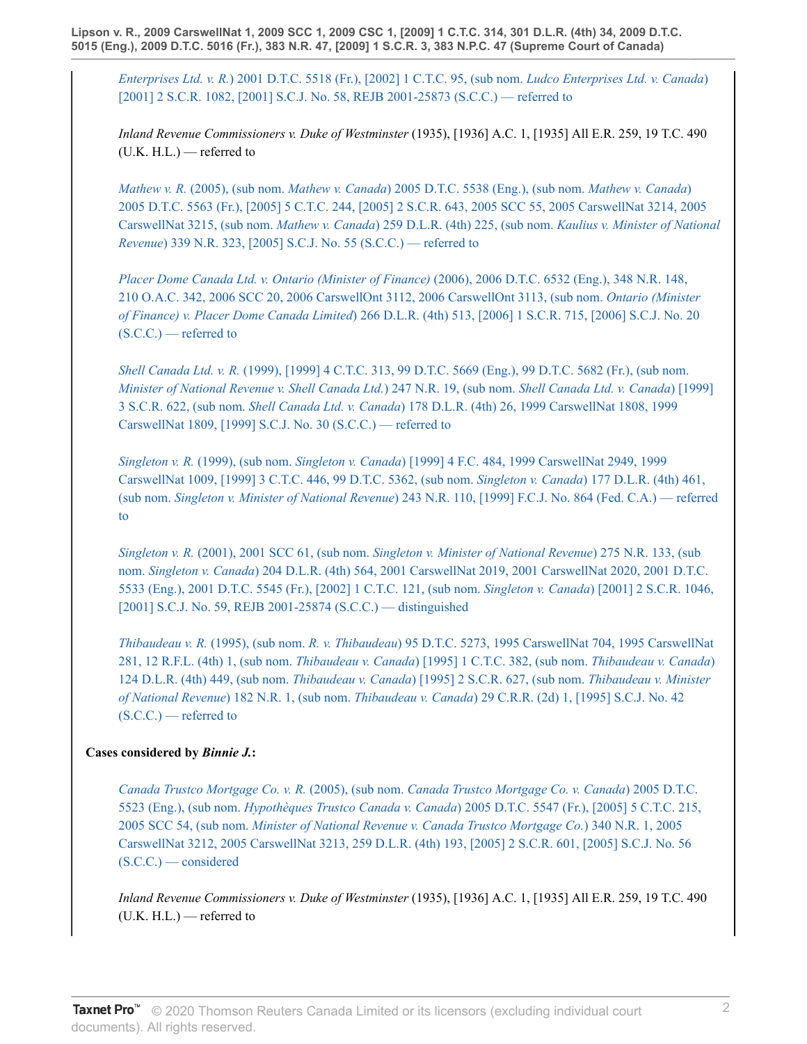*Enterprises Ltd. v. R.*) 2001 D.T.C. 5518 (Fr.), [2002] 1 C.T.C. 95, (sub nom. *Ludco Enterprises Ltd. v. Canada*) [2001] 2 S.C.R. 1082, [2001] S.C.J. No. 58, REJB 2001-25873 (S.C.C.) — referred to

*Inland Revenue Commissioners v. Duke of Westminster* (1935), [1936] A.C. 1, [1935] All E.R. 259, 19 T.C. 490 (U.K. H.L.) — referred to

*Mathew v. R.* (2005), (sub nom. *Mathew v. Canada*) 2005 D.T.C. 5538 (Eng.), (sub nom. *Mathew v. Canada*) 2005 D.T.C. 5563 (Fr.), [2005] 5 C.T.C. 244, [2005] 2 S.C.R. 643, 2005 SCC 55, 2005 CarswellNat 3214, 2005 CarswellNat 3215, (sub nom. *Mathew v. Canada*) 259 D.L.R. (4th) 225, (sub nom. *Kaulius v. Minister of National Revenue*) 339 N.R. 323, [2005] S.C.J. No. 55 (S.C.C.) — referred to

*Placer Dome Canada Ltd. v. Ontario (Minister of Finance)* (2006), 2006 D.T.C. 6532 (Eng.), 348 N.R. 148, 210 O.A.C. 342, 2006 SCC 20, 2006 CarswellOnt 3112, 2006 CarswellOnt 3113, (sub nom. *Ontario (Minister of Finance) v. Placer Dome Canada Limited*) 266 D.L.R. (4th) 513, [2006] 1 S.C.R. 715, [2006] S.C.J. No. 20 (S.C.C.) — referred to

*Shell Canada Ltd. v. R.* (1999), [1999] 4 C.T.C. 313, 99 D.T.C. 5669 (Eng.), 99 D.T.C. 5682 (Fr.), (sub nom. *Minister of National Revenue v. Shell Canada Ltd.*) 247 N.R. 19, (sub nom. *Shell Canada Ltd. v. Canada*) [1999] 3 S.C.R. 622, (sub nom. *Shell Canada Ltd. v. Canada*) 178 D.L.R. (4th) 26, 1999 CarswellNat 1808, 1999 CarswellNat 1809, [1999] S.C.J. No. 30 (S.C.C.) — referred to

*Singleton v. R.* (1999), (sub nom. *Singleton v. Canada*) [1999] 4 F.C. 484, 1999 CarswellNat 2949, 1999 CarswellNat 1009, [1999] 3 C.T.C. 446, 99 D.T.C. 5362, (sub nom. *Singleton v. Canada*) 177 D.L.R. (4th) 461, (sub nom. *Singleton v. Minister of National Revenue*) 243 N.R. 110, [1999] F.C.J. No. 864 (Fed. C.A.) — referred to

*Singleton v. R.* (2001), 2001 SCC 61, (sub nom. *Singleton v. Minister of National Revenue*) 275 N.R. 133, (sub nom. *Singleton v. Canada*) 204 D.L.R. (4th) 564, 2001 CarswellNat 2019, 2001 CarswellNat 2020, 2001 D.T.C. 5533 (Eng.), 2001 D.T.C. 5545 (Fr.), [2002] 1 C.T.C. 121, (sub nom. *Singleton v. Canada*) [2001] 2 S.C.R. 1046, [2001] S.C.J. No. 59, REJB 2001-25874 (S.C.C.) — distinguished

*Thibaudeau v. R.* (1995), (sub nom. *R. v. Thibaudeau*) 95 D.T.C. 5273, 1995 CarswellNat 704, 1995 CarswellNat 281, 12 R.F.L. (4th) 1, (sub nom. *Thibaudeau v. Canada*) [1995] 1 C.T.C. 382, (sub nom. *Thibaudeau v. Canada*) 124 D.L.R. (4th) 449, (sub nom. *Thibaudeau v. Canada*) [1995] 2 S.C.R. 627, (sub nom. *Thibaudeau v. Minister of National Revenue*) 182 N.R. 1, (sub nom. *Thibaudeau v. Canada*) 29 C.R.R. (2d) 1, [1995] S.C.J. No. 42 (S.C.C.) — referred to

**Cases considered by *Binnie J.*:**

*Canada Trustco Mortgage Co. v. R.* (2005), (sub nom. *Canada Trustco Mortgage Co. v. Canada*) 2005 D.T.C. 5523 (Eng.), (sub nom. *Hypothèques Trustco Canada v. Canada*) 2005 D.T.C. 5547 (Fr.), [2005] 5 C.T.C. 215, 2005 SCC 54, (sub nom. *Minister of National Revenue v. Canada Trustco Mortgage Co.*) 340 N.R. 1, 2005 CarswellNat 3212, 2005 CarswellNat 3213, 259 D.L.R. (4th) 193, [2005] 2 S.C.R. 601, [2005] S.C.J. No. 56 (S.C.C.) — considered

*Inland Revenue Commissioners v. Duke of Westminster* (1935), [1936] A.C. 1, [1935] All E.R. 259, 19 T.C. 490 (U.K. H.L.) — referred to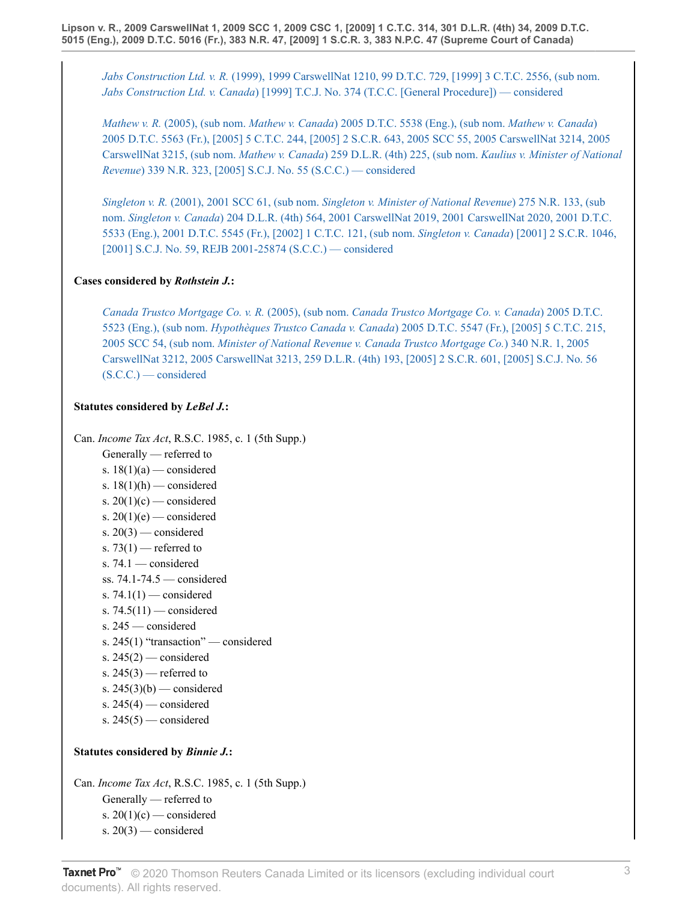*Jabs Construction Ltd. v. R.* (1999), 1999 CarswellNat 1210, 99 D.T.C. 729, [1999] 3 C.T.C. 2556, (sub nom. *Jabs Construction Ltd. v. Canada*) [1999] T.C.J. No. 374 (T.C.C. [General Procedure]) — considered

*Mathew v. R.* (2005), (sub nom. *Mathew v. Canada*) 2005 D.T.C. 5538 (Eng.), (sub nom. *Mathew v. Canada*) 2005 D.T.C. 5563 (Fr.), [2005] 5 C.T.C. 244, [2005] 2 S.C.R. 643, 2005 SCC 55, 2005 CarswellNat 3214, 2005 CarswellNat 3215, (sub nom. *Mathew v. Canada*) 259 D.L.R. (4th) 225, (sub nom. *Kaulius v. Minister of National Revenue*) 339 N.R. 323, [2005] S.C.J. No. 55 (S.C.C.) — considered

*Singleton v. R.* (2001), 2001 SCC 61, (sub nom. *Singleton v. Minister of National Revenue*) 275 N.R. 133, (sub nom. *Singleton v. Canada*) 204 D.L.R. (4th) 564, 2001 CarswellNat 2019, 2001 CarswellNat 2020, 2001 D.T.C. 5533 (Eng.), 2001 D.T.C. 5545 (Fr.), [2002] 1 C.T.C. 121, (sub nom. *Singleton v. Canada*) [2001] 2 S.C.R. 1046, [2001] S.C.J. No. 59, REJB 2001-25874 (S.C.C.) — considered

**Cases considered by *Rothstein J.*:**

*Canada Trustco Mortgage Co. v. R.* (2005), (sub nom. *Canada Trustco Mortgage Co. v. Canada*) 2005 D.T.C. 5523 (Eng.), (sub nom. *Hypothèques Trustco Canada v. Canada*) 2005 D.T.C. 5547 (Fr.), [2005] 5 C.T.C. 215, 2005 SCC 54, (sub nom. *Minister of National Revenue v. Canada Trustco Mortgage Co.*) 340 N.R. 1, 2005 CarswellNat 3212, 2005 CarswellNat 3213, 259 D.L.R. (4th) 193, [2005] 2 S.C.R. 601, [2005] S.C.J. No. 56 (S.C.C.) — considered

**Statutes considered by *LeBel J.*:**

Can. *Income Tax Act*, R.S.C. 1985, c. 1 (5th Supp.)

- Generally — referred to
- s. 18(1)(a) — considered
- s. 18(1)(h) — considered
- s. 20(1)(c) — considered
- s. 20(1)(e) — considered
- s. 20(3) — considered
- s. 73(1) — referred to
- s. 74.1 — considered
- ss. 74.1-74.5 — considered
- s. 74.1(1) — considered
- s. 74.5(11) — considered
- s. 245 — considered
- s. 245(1) "transaction" — considered
- s. 245(2) — considered
- s. 245(3) — referred to
- s. 245(3)(b) — considered
- s. 245(4) — considered
- s. 245(5) — considered

**Statutes considered by *Binnie J.*:**

Can. *Income Tax Act*, R.S.C. 1985, c. 1 (5th Supp.)

- Generally — referred to
- s. 20(1)(c) — considered
- s. 20(3) — considered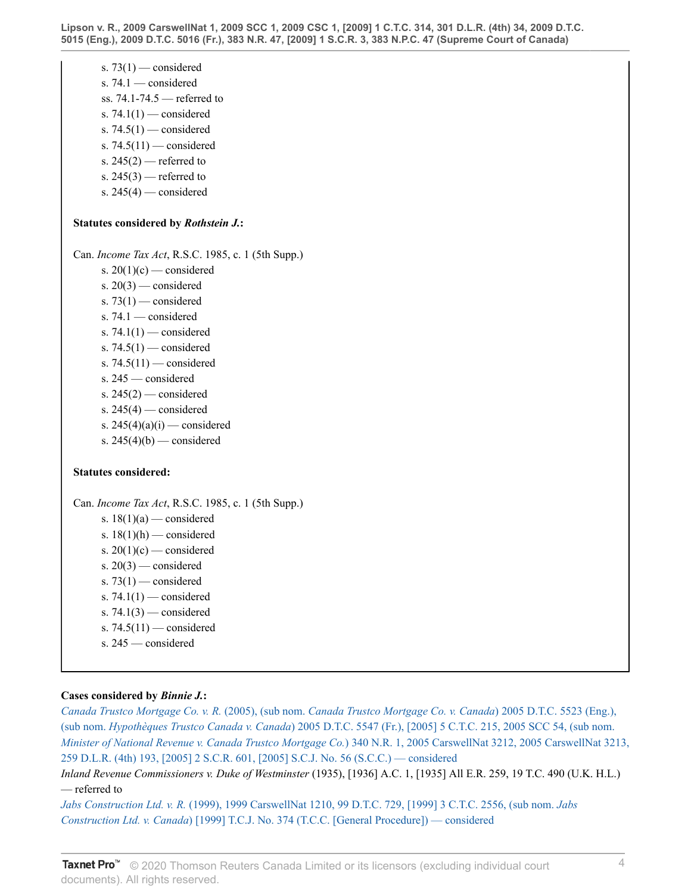s. 73(1) — considered

s. 74.1 — considered

ss. 74.1-74.5 — referred to

s. 74.1(1) — considered

s. 74.5(1) — considered

s. 74.5(11) — considered

s. 245(2) — referred to

s. 245(3) — referred to

s. 245(4) — considered

**Statutes considered by *Rothstein J.*:**

Can. *Income Tax Act*, R.S.C. 1985, c. 1 (5th Supp.)

s. 20(1)(c) — considered

s. 20(3) — considered

s. 73(1) — considered

s. 74.1 — considered

s. 74.1(1) — considered

s. 74.5(1) — considered

s. 74.5(11) — considered

s. 245 — considered

s. 245(2) — considered

s. 245(4) — considered

s. 245(4)(a)(i) — considered

s. 245(4)(b) — considered

**Statutes considered:**

Can. *Income Tax Act*, R.S.C. 1985, c. 1 (5th Supp.)

s. 18(1)(a) — considered

s. 18(1)(h) — considered

s. 20(1)(c) — considered

s. 20(3) — considered

s. 73(1) — considered

s. 74.1(1) — considered

s. 74.1(3) — considered

s. 74.5(11) — considered

s. 245 — considered

**Cases considered by *Binnie J.*:**

*Canada Trustco Mortgage Co. v. R.* (2005), (sub nom. *Canada Trustco Mortgage Co. v. Canada*) 2005 D.T.C. 5523 (Eng.), (sub nom. *Hypothèques Trustco Canada v. Canada*) 2005 D.T.C. 5547 (Fr.), [2005] 5 C.T.C. 215, 2005 SCC 54, (sub nom. *Minister of National Revenue v. Canada Trustco Mortgage Co.*) 340 N.R. 1, 2005 CarswellNat 3212, 2005 CarswellNat 3213, 259 D.L.R. (4th) 193, [2005] 2 S.C.R. 601, [2005] S.C.J. No. 56 (S.C.C.) — considered

*Inland Revenue Commissioners v. Duke of Westminster* (1935), [1936] A.C. 1, [1935] All E.R. 259, 19 T.C. 490 (U.K. H.L.) — referred to

*Jabs Construction Ltd. v. R.* (1999), 1999 CarswellNat 1210, 99 D.T.C. 729, [1999] 3 C.T.C. 2556, (sub nom. *Jabs Construction Ltd. v. Canada*) [1999] T.C.J. No. 374 (T.C.C. [General Procedure]) — considered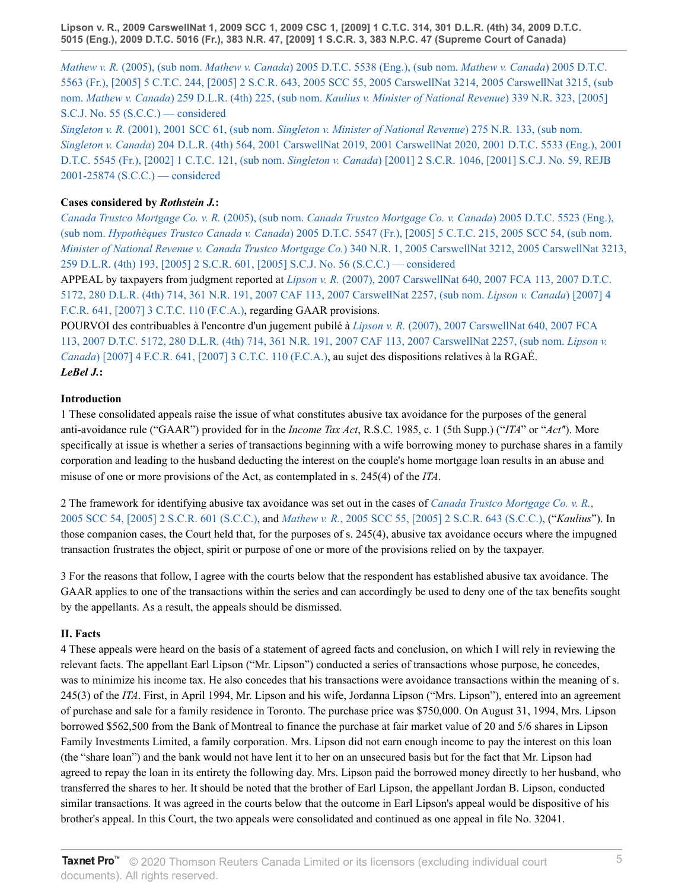*Mathew v. R.* (2005), (sub nom. *Mathew v. Canada*) 2005 D.T.C. 5538 (Eng.), (sub nom. *Mathew v. Canada*) 2005 D.T.C. 5563 (Fr.), [2005] 5 C.T.C. 244, [2005] 2 S.C.R. 643, 2005 SCC 55, 2005 CarswellNat 3214, 2005 CarswellNat 3215, (sub nom. *Mathew v. Canada*) 259 D.L.R. (4th) 225, (sub nom. *Kaulius v. Minister of National Revenue*) 339 N.R. 323, [2005] S.C.J. No. 55 (S.C.C.) — considered

*Singleton v. R.* (2001), 2001 SCC 61, (sub nom. *Singleton v. Minister of National Revenue*) 275 N.R. 133, (sub nom. *Singleton v. Canada*) 204 D.L.R. (4th) 564, 2001 CarswellNat 2019, 2001 CarswellNat 2020, 2001 D.T.C. 5533 (Eng.), 2001 D.T.C. 5545 (Fr.), [2002] 1 C.T.C. 121, (sub nom. *Singleton v. Canada*) [2001] 2 S.C.R. 1046, [2001] S.C.J. No. 59, REJB 2001-25874 (S.C.C.) — considered

**Cases considered by *Rothstein J.*:**

*Canada Trustco Mortgage Co. v. R.* (2005), (sub nom. *Canada Trustco Mortgage Co. v. Canada*) 2005 D.T.C. 5523 (Eng.), (sub nom. *Hypothèques Trustco Canada v. Canada*) 2005 D.T.C. 5547 (Fr.), [2005] 5 C.T.C. 215, 2005 SCC 54, (sub nom. *Minister of National Revenue v. Canada Trustco Mortgage Co.*) 340 N.R. 1, 2005 CarswellNat 3212, 2005 CarswellNat 3213, 259 D.L.R. (4th) 193, [2005] 2 S.C.R. 601, [2005] S.C.J. No. 56 (S.C.C.) — considered

APPEAL by taxpayers from judgment reported at *Lipson v. R.* (2007), 2007 CarswellNat 640, 2007 FCA 113, 2007 D.T.C. 5172, 280 D.L.R. (4th) 714, 361 N.R. 191, 2007 CAF 113, 2007 CarswellNat 2257, (sub nom. *Lipson v. Canada*) [2007] 4 F.C.R. 641, [2007] 3 C.T.C. 110 (F.C.A.), regarding GAAR provisions.

POURVOI des contribuables à l'encontre d'un jugement publié à *Lipson v. R.* (2007), 2007 CarswellNat 640, 2007 FCA 113, 2007 D.T.C. 5172, 280 D.L.R. (4th) 714, 361 N.R. 191, 2007 CAF 113, 2007 CarswellNat 2257, (sub nom. *Lipson v. Canada*) [2007] 4 F.C.R. 641, [2007] 3 C.T.C. 110 (F.C.A.), au sujet des dispositions relatives à la RGAÉ.

***LeBel J.*:**

**Introduction**

1 These consolidated appeals raise the issue of what constitutes abusive tax avoidance for the purposes of the general anti-avoidance rule ("GAAR") provided for in the *Income Tax Act*, R.S.C. 1985, c. 1 (5th Supp.) ("*ITA*" or "*Act*"). More specifically at issue is whether a series of transactions beginning with a wife borrowing money to purchase shares in a family corporation and leading to the husband deducting the interest on the couple's home mortgage loan results in an abuse and misuse of one or more provisions of the Act, as contemplated in s. 245(4) of the *ITA*.

2 The framework for identifying abusive tax avoidance was set out in the cases of *Canada Trustco Mortgage Co. v. R.*, 2005 SCC 54, [2005] 2 S.C.R. 601 (S.C.C.), and *Mathew v. R.*, 2005 SCC 55, [2005] 2 S.C.R. 643 (S.C.C.), ("*Kaulius*"). In those companion cases, the Court held that, for the purposes of s. 245(4), abusive tax avoidance occurs where the impugned transaction frustrates the object, spirit or purpose of one or more of the provisions relied on by the taxpayer.

3 For the reasons that follow, I agree with the courts below that the respondent has established abusive tax avoidance. The GAAR applies to one of the transactions within the series and can accordingly be used to deny one of the tax benefits sought by the appellants. As a result, the appeals should be dismissed.

**II. Facts**

4 These appeals were heard on the basis of a statement of agreed facts and conclusion, on which I will rely in reviewing the relevant facts. The appellant Earl Lipson ("Mr. Lipson") conducted a series of transactions whose purpose, he concedes, was to minimize his income tax. He also concedes that his transactions were avoidance transactions within the meaning of s. 245(3) of the *ITA*. First, in April 1994, Mr. Lipson and his wife, Jordanna Lipson ("Mrs. Lipson"), entered into an agreement of purchase and sale for a family residence in Toronto. The purchase price was $750,000. On August 31, 1994, Mrs. Lipson borrowed $562,500 from the Bank of Montreal to finance the purchase at fair market value of 20 and 5/6 shares in Lipson Family Investments Limited, a family corporation. Mrs. Lipson did not earn enough income to pay the interest on this loan (the "share loan") and the bank would not have lent it to her on an unsecured basis but for the fact that Mr. Lipson had agreed to repay the loan in its entirety the following day. Mrs. Lipson paid the borrowed money directly to her husband, who transferred the shares to her. It should be noted that the brother of Earl Lipson, the appellant Jordan B. Lipson, conducted similar transactions. It was agreed in the courts below that the outcome in Earl Lipson's appeal would be dispositive of his brother's appeal. In this Court, the two appeals were consolidated and continued as one appeal in file No. 32041.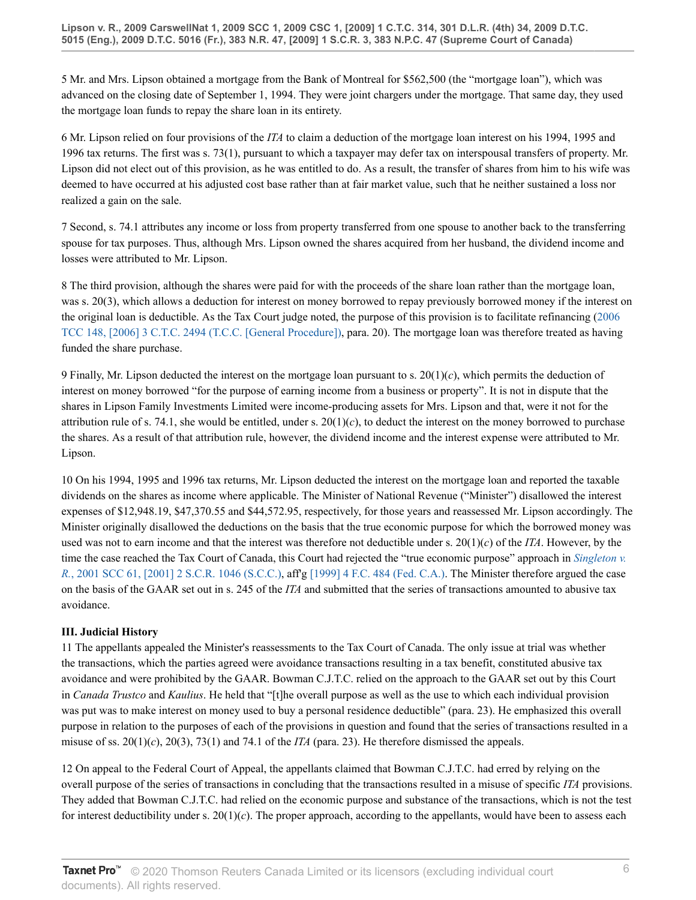5 Mr. and Mrs. Lipson obtained a mortgage from the Bank of Montreal for $562,500 (the "mortgage loan"), which was advanced on the closing date of September 1, 1994. They were joint chargers under the mortgage. That same day, they used the mortgage loan funds to repay the share loan in its entirety.

6 Mr. Lipson relied on four provisions of the *ITA* to claim a deduction of the mortgage loan interest on his 1994, 1995 and 1996 tax returns. The first was s. 73(1), pursuant to which a taxpayer may defer tax on interspousal transfers of property. Mr. Lipson did not elect out of this provision, as he was entitled to do. As a result, the transfer of shares from him to his wife was deemed to have occurred at his adjusted cost base rather than at fair market value, such that he neither sustained a loss nor realized a gain on the sale.

7 Second, s. 74.1 attributes any income or loss from property transferred from one spouse to another back to the transferring spouse for tax purposes. Thus, although Mrs. Lipson owned the shares acquired from her husband, the dividend income and losses were attributed to Mr. Lipson.

8 The third provision, although the shares were paid for with the proceeds of the share loan rather than the mortgage loan, was s. 20(3), which allows a deduction for interest on money borrowed to repay previously borrowed money if the interest on the original loan is deductible. As the Tax Court judge noted, the purpose of this provision is to facilitate refinancing (2006 TCC 148, [2006] 3 C.T.C. 2494 (T.C.C. [General Procedure]), para. 20). The mortgage loan was therefore treated as having funded the share purchase.

9 Finally, Mr. Lipson deducted the interest on the mortgage loan pursuant to s. 20(1)(*c*), which permits the deduction of interest on money borrowed "for the purpose of earning income from a business or property". It is not in dispute that the shares in Lipson Family Investments Limited were income-producing assets for Mrs. Lipson and that, were it not for the attribution rule of s. 74.1, she would be entitled, under s. 20(1)(*c*), to deduct the interest on the money borrowed to purchase the shares. As a result of that attribution rule, however, the dividend income and the interest expense were attributed to Mr. Lipson.

10 On his 1994, 1995 and 1996 tax returns, Mr. Lipson deducted the interest on the mortgage loan and reported the taxable dividends on the shares as income where applicable. The Minister of National Revenue ("Minister") disallowed the interest expenses of $12,948.19, $47,370.55 and $44,572.95, respectively, for those years and reassessed Mr. Lipson accordingly. The Minister originally disallowed the deductions on the basis that the true economic purpose for which the borrowed money was used was not to earn income and that the interest was therefore not deductible under s. 20(1)(*c*) of the *ITA*. However, by the time the case reached the Tax Court of Canada, this Court had rejected the "true economic purpose" approach in *Singleton v. R.*, 2001 SCC 61, [2001] 2 S.C.R. 1046 (S.C.C.), aff'g [1999] 4 F.C. 484 (Fed. C.A.). The Minister therefore argued the case on the basis of the GAAR set out in s. 245 of the *ITA* and submitted that the series of transactions amounted to abusive tax avoidance.

### III. Judicial History

11 The appellants appealed the Minister's reassessments to the Tax Court of Canada. The only issue at trial was whether the transactions, which the parties agreed were avoidance transactions resulting in a tax benefit, constituted abusive tax avoidance and were prohibited by the GAAR. Bowman C.J.T.C. relied on the approach to the GAAR set out by this Court in *Canada Trustco* and *Kaulius*. He held that "[t]he overall purpose as well as the use to which each individual provision was put was to make interest on money used to buy a personal residence deductible" (para. 23). He emphasized this overall purpose in relation to the purposes of each of the provisions in question and found that the series of transactions resulted in a misuse of ss. 20(1)(*c*), 20(3), 73(1) and 74.1 of the *ITA* (para. 23). He therefore dismissed the appeals.

12 On appeal to the Federal Court of Appeal, the appellants claimed that Bowman C.J.T.C. had erred by relying on the overall purpose of the series of transactions in concluding that the transactions resulted in a misuse of specific *ITA* provisions. They added that Bowman C.J.T.C. had relied on the economic purpose and substance of the transactions, which is not the test for interest deductibility under s. 20(1)(*c*). The proper approach, according to the appellants, would have been to assess each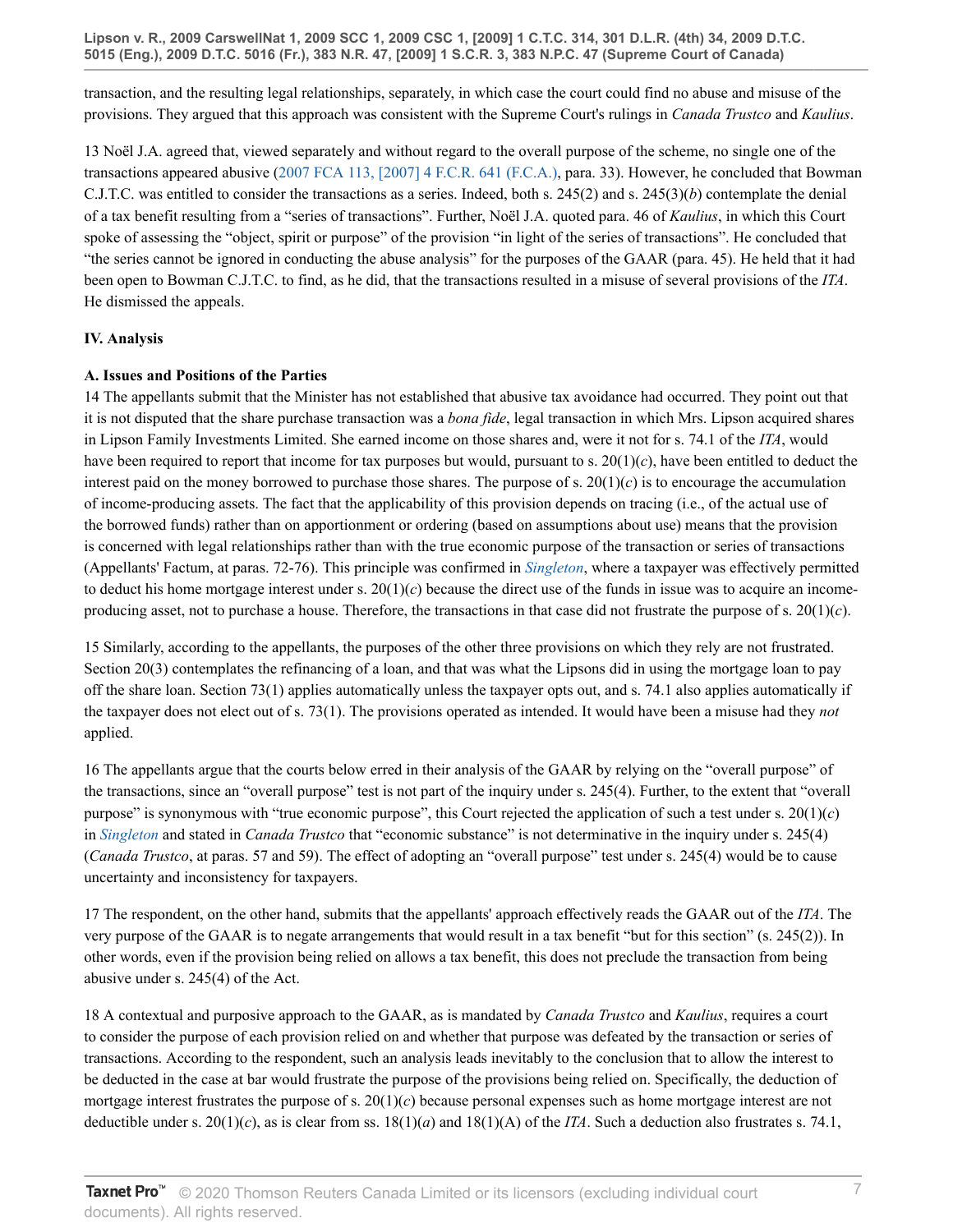transaction, and the resulting legal relationships, separately, in which case the court could find no abuse and misuse of the provisions. They argued that this approach was consistent with the Supreme Court's rulings in *Canada Trustco* and *Kaulius*.

13 Noël J.A. agreed that, viewed separately and without regard to the overall purpose of the scheme, no single one of the transactions appeared abusive (2007 FCA 113, [2007] 4 F.C.R. 641 (F.C.A.), para. 33). However, he concluded that Bowman C.J.T.C. was entitled to consider the transactions as a series. Indeed, both s. 245(2) and s. 245(3)(*b*) contemplate the denial of a tax benefit resulting from a "series of transactions". Further, Noël J.A. quoted para. 46 of *Kaulius*, in which this Court spoke of assessing the "object, spirit or purpose" of the provision "in light of the series of transactions". He concluded that "the series cannot be ignored in conducting the abuse analysis" for the purposes of the GAAR (para. 45). He held that it had been open to Bowman C.J.T.C. to find, as he did, that the transactions resulted in a misuse of several provisions of the *ITA*. He dismissed the appeals.

## IV. Analysis

### A. Issues and Positions of the Parties

14 The appellants submit that the Minister has not established that abusive tax avoidance had occurred. They point out that it is not disputed that the share purchase transaction was a *bona fide*, legal transaction in which Mrs. Lipson acquired shares in Lipson Family Investments Limited. She earned income on those shares and, were it not for s. 74.1 of the *ITA*, would have been required to report that income for tax purposes but would, pursuant to s. 20(1)(*c*), have been entitled to deduct the interest paid on the money borrowed to purchase those shares. The purpose of s. 20(1)(*c*) is to encourage the accumulation of income-producing assets. The fact that the applicability of this provision depends on tracing (i.e., of the actual use of the borrowed funds) rather than on apportionment or ordering (based on assumptions about use) means that the provision is concerned with legal relationships rather than with the true economic purpose of the transaction or series of transactions (Appellants' Factum, at paras. 72-76). This principle was confirmed in *Singleton*, where a taxpayer was effectively permitted to deduct his home mortgage interest under s. 20(1)(*c*) because the direct use of the funds in issue was to acquire an income-producing asset, not to purchase a house. Therefore, the transactions in that case did not frustrate the purpose of s. 20(1)(*c*).

15 Similarly, according to the appellants, the purposes of the other three provisions on which they rely are not frustrated. Section 20(3) contemplates the refinancing of a loan, and that was what the Lipsons did in using the mortgage loan to pay off the share loan. Section 73(1) applies automatically unless the taxpayer opts out, and s. 74.1 also applies automatically if the taxpayer does not elect out of s. 73(1). The provisions operated as intended. It would have been a misuse had they *not* applied.

16 The appellants argue that the courts below erred in their analysis of the GAAR by relying on the "overall purpose" of the transactions, since an "overall purpose" test is not part of the inquiry under s. 245(4). Further, to the extent that "overall purpose" is synonymous with "true economic purpose", this Court rejected the application of such a test under s. 20(1)(*c*) in *Singleton* and stated in *Canada Trustco* that "economic substance" is not determinative in the inquiry under s. 245(4) (*Canada Trustco*, at paras. 57 and 59). The effect of adopting an "overall purpose" test under s. 245(4) would be to cause uncertainty and inconsistency for taxpayers.

17 The respondent, on the other hand, submits that the appellants' approach effectively reads the GAAR out of the *ITA*. The very purpose of the GAAR is to negate arrangements that would result in a tax benefit "but for this section" (s. 245(2)). In other words, even if the provision being relied on allows a tax benefit, this does not preclude the transaction from being abusive under s. 245(4) of the Act.

18 A contextual and purposive approach to the GAAR, as is mandated by *Canada Trustco* and *Kaulius*, requires a court to consider the purpose of each provision relied on and whether that purpose was defeated by the transaction or series of transactions. According to the respondent, such an analysis leads inevitably to the conclusion that to allow the interest to be deducted in the case at bar would frustrate the purpose of the provisions being relied on. Specifically, the deduction of mortgage interest frustrates the purpose of s. 20(1)(*c*) because personal expenses such as home mortgage interest are not deductible under s. 20(1)(*c*), as is clear from ss. 18(1)(*a*) and 18(1)(A) of the *ITA*. Such a deduction also frustrates s. 74.1,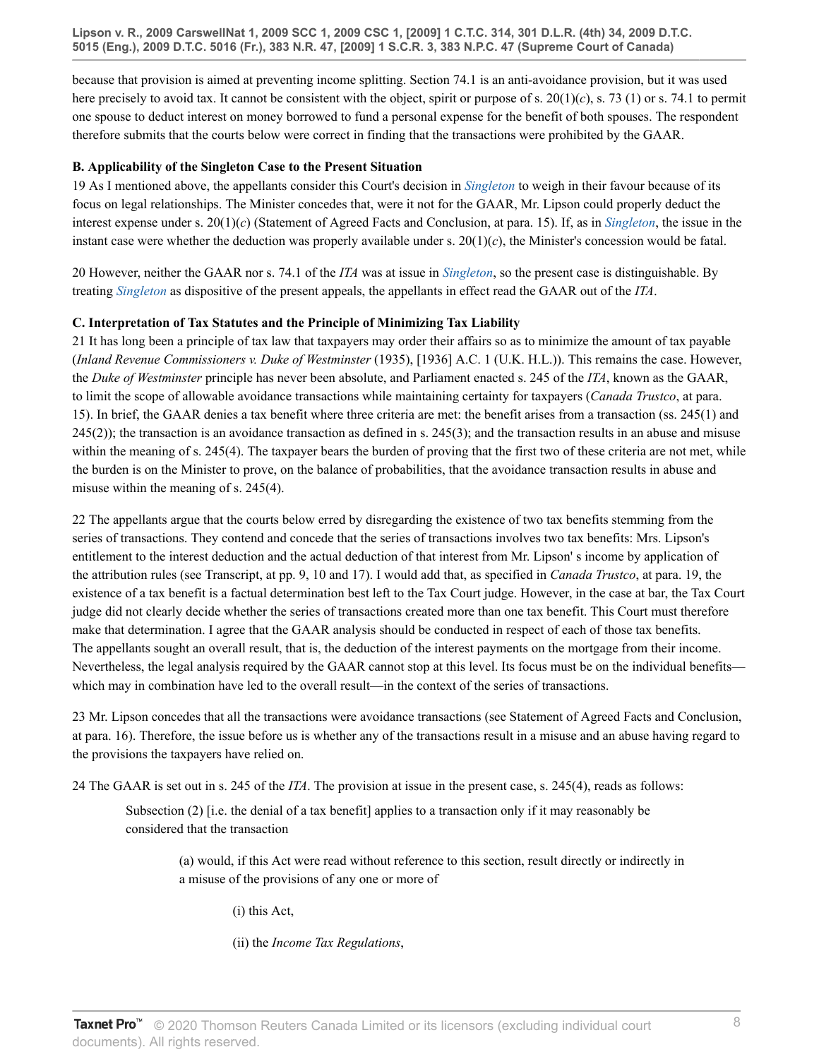because that provision is aimed at preventing income splitting. Section 74.1 is an anti-avoidance provision, but it was used here precisely to avoid tax. It cannot be consistent with the object, spirit or purpose of s. 20(1)(*c*), s. 73 (1) or s. 74.1 to permit one spouse to deduct interest on money borrowed to fund a personal expense for the benefit of both spouses. The respondent therefore submits that the courts below were correct in finding that the transactions were prohibited by the GAAR.

**B. Applicability of the Singleton Case to the Present Situation**

19 As I mentioned above, the appellants consider this Court's decision in *Singleton* to weigh in their favour because of its focus on legal relationships. The Minister concedes that, were it not for the GAAR, Mr. Lipson could properly deduct the interest expense under s. 20(1)(*c*) (Statement of Agreed Facts and Conclusion, at para. 15). If, as in *Singleton*, the issue in the instant case were whether the deduction was properly available under s. 20(1)(*c*), the Minister's concession would be fatal.

20 However, neither the GAAR nor s. 74.1 of the *ITA* was at issue in *Singleton*, so the present case is distinguishable. By treating *Singleton* as dispositive of the present appeals, the appellants in effect read the GAAR out of the *ITA*.

**C. Interpretation of Tax Statutes and the Principle of Minimizing Tax Liability**

21 It has long been a principle of tax law that taxpayers may order their affairs so as to minimize the amount of tax payable (*Inland Revenue Commissioners v. Duke of Westminster* (1935), [1936] A.C. 1 (U.K. H.L.)). This remains the case. However, the *Duke of Westminster* principle has never been absolute, and Parliament enacted s. 245 of the *ITA*, known as the GAAR, to limit the scope of allowable avoidance transactions while maintaining certainty for taxpayers (*Canada Trustco*, at para. 15). In brief, the GAAR denies a tax benefit where three criteria are met: the benefit arises from a transaction (ss. 245(1) and 245(2)); the transaction is an avoidance transaction as defined in s. 245(3); and the transaction results in an abuse and misuse within the meaning of s. 245(4). The taxpayer bears the burden of proving that the first two of these criteria are not met, while the burden is on the Minister to prove, on the balance of probabilities, that the avoidance transaction results in abuse and misuse within the meaning of s. 245(4).

22 The appellants argue that the courts below erred by disregarding the existence of two tax benefits stemming from the series of transactions. They contend and concede that the series of transactions involves two tax benefits: Mrs. Lipson's entitlement to the interest deduction and the actual deduction of that interest from Mr. Lipson' s income by application of the attribution rules (see Transcript, at pp. 9, 10 and 17). I would add that, as specified in *Canada Trustco*, at para. 19, the existence of a tax benefit is a factual determination best left to the Tax Court judge. However, in the case at bar, the Tax Court judge did not clearly decide whether the series of transactions created more than one tax benefit. This Court must therefore make that determination. I agree that the GAAR analysis should be conducted in respect of each of those tax benefits. The appellants sought an overall result, that is, the deduction of the interest payments on the mortgage from their income. Nevertheless, the legal analysis required by the GAAR cannot stop at this level. Its focus must be on the individual benefits—which may in combination have led to the overall result—in the context of the series of transactions.

23 Mr. Lipson concedes that all the transactions were avoidance transactions (see Statement of Agreed Facts and Conclusion, at para. 16). Therefore, the issue before us is whether any of the transactions result in a misuse and an abuse having regard to the provisions the taxpayers have relied on.

24 The GAAR is set out in s. 245 of the *ITA*. The provision at issue in the present case, s. 245(4), reads as follows:

> Subsection (2) [i.e. the denial of a tax benefit] applies to a transaction only if it may reasonably be considered that the transaction
>
> > (a) would, if this Act were read without reference to this section, result directly or indirectly in a misuse of the provisions of any one or more of
> >
> > > (i) this Act,
> > >
> > > (ii) the *Income Tax Regulations*,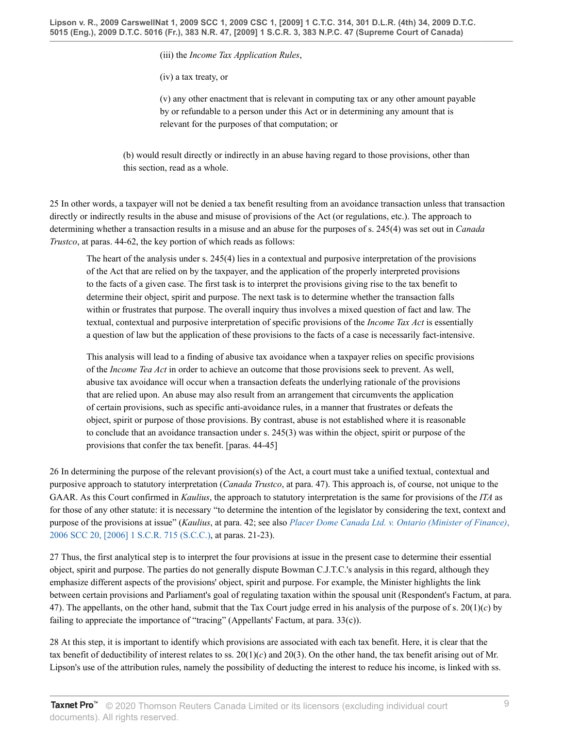(iii) the *Income Tax Application Rules*,

(iv) a tax treaty, or

(v) any other enactment that is relevant in computing tax or any other amount payable by or refundable to a person under this Act or in determining any amount that is relevant for the purposes of that computation; or

(b) would result directly or indirectly in an abuse having regard to those provisions, other than this section, read as a whole.

25 In other words, a taxpayer will not be denied a tax benefit resulting from an avoidance transaction unless that transaction directly or indirectly results in the abuse and misuse of provisions of the Act (or regulations, etc.). The approach to determining whether a transaction results in a misuse and an abuse for the purposes of s. 245(4) was set out in *Canada Trustco*, at paras. 44-62, the key portion of which reads as follows:

> The heart of the analysis under s. 245(4) lies in a contextual and purposive interpretation of the provisions of the Act that are relied on by the taxpayer, and the application of the properly interpreted provisions to the facts of a given case. The first task is to interpret the provisions giving rise to the tax benefit to determine their object, spirit and purpose. The next task is to determine whether the transaction falls within or frustrates that purpose. The overall inquiry thus involves a mixed question of fact and law. The textual, contextual and purposive interpretation of specific provisions of the *Income Tax Act* is essentially a question of law but the application of these provisions to the facts of a case is necessarily fact-intensive.
>
> This analysis will lead to a finding of abusive tax avoidance when a taxpayer relies on specific provisions of the *Income Tea Act* in order to achieve an outcome that those provisions seek to prevent. As well, abusive tax avoidance will occur when a transaction defeats the underlying rationale of the provisions that are relied upon. An abuse may also result from an arrangement that circumvents the application of certain provisions, such as specific anti-avoidance rules, in a manner that frustrates or defeats the object, spirit or purpose of those provisions. By contrast, abuse is not established where it is reasonable to conclude that an avoidance transaction under s. 245(3) was within the object, spirit or purpose of the provisions that confer the tax benefit. [paras. 44-45]

26 In determining the purpose of the relevant provision(s) of the Act, a court must take a unified textual, contextual and purposive approach to statutory interpretation (*Canada Trustco*, at para. 47). This approach is, of course, not unique to the GAAR. As this Court confirmed in *Kaulius*, the approach to statutory interpretation is the same for provisions of the *ITA* as for those of any other statute: it is necessary "to determine the intention of the legislator by considering the text, context and purpose of the provisions at issue" (*Kaulius*, at para. 42; see also *Placer Dome Canada Ltd. v. Ontario (Minister of Finance)*, 2006 SCC 20, [2006] 1 S.C.R. 715 (S.C.C.), at paras. 21-23).

27 Thus, the first analytical step is to interpret the four provisions at issue in the present case to determine their essential object, spirit and purpose. The parties do not generally dispute Bowman C.J.T.C.'s analysis in this regard, although they emphasize different aspects of the provisions' object, spirit and purpose. For example, the Minister highlights the link between certain provisions and Parliament's goal of regulating taxation within the spousal unit (Respondent's Factum, at para. 47). The appellants, on the other hand, submit that the Tax Court judge erred in his analysis of the purpose of s. 20(1)(*c*) by failing to appreciate the importance of "tracing" (Appellants' Factum, at para. 33(c)).

28 At this step, it is important to identify which provisions are associated with each tax benefit. Here, it is clear that the tax benefit of deductibility of interest relates to ss. 20(1)(*c*) and 20(3). On the other hand, the tax benefit arising out of Mr. Lipson's use of the attribution rules, namely the possibility of deducting the interest to reduce his income, is linked with ss.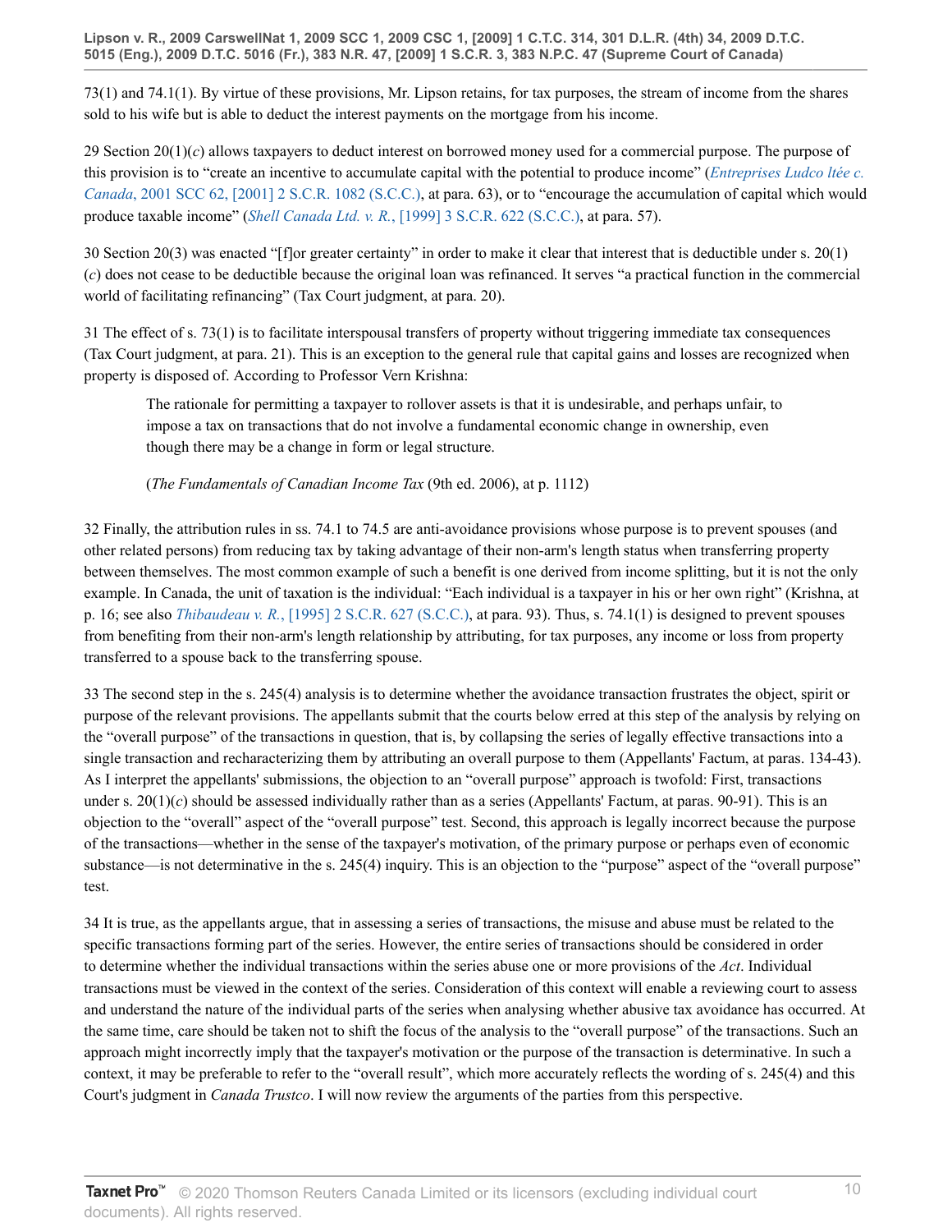73(1) and 74.1(1). By virtue of these provisions, Mr. Lipson retains, for tax purposes, the stream of income from the shares sold to his wife but is able to deduct the interest payments on the mortgage from his income.

29 Section 20(1)(*c*) allows taxpayers to deduct interest on borrowed money used for a commercial purpose. The purpose of this provision is to "create an incentive to accumulate capital with the potential to produce income" (*Entreprises Ludco ltée c. Canada*, 2001 SCC 62, [2001] 2 S.C.R. 1082 (S.C.C.), at para. 63), or to "encourage the accumulation of capital which would produce taxable income" (*Shell Canada Ltd. v. R.*, [1999] 3 S.C.R. 622 (S.C.C.), at para. 57).

30 Section 20(3) was enacted "[*f*]or greater certainty" in order to make it clear that interest that is deductible under s. 20(1)(*c*) does not cease to be deductible because the original loan was refinanced. It serves "a practical function in the commercial world of facilitating refinancing" (Tax Court judgment, at para. 20).

31 The effect of s. 73(1) is to facilitate interspousal transfers of property without triggering immediate tax consequences (Tax Court judgment, at para. 21). This is an exception to the general rule that capital gains and losses are recognized when property is disposed of. According to Professor Vern Krishna:

> The rationale for permitting a taxpayer to rollover assets is that it is undesirable, and perhaps unfair, to impose a tax on transactions that do not involve a fundamental economic change in ownership, even though there may be a change in form or legal structure.
>
> (*The Fundamentals of Canadian Income Tax* (9th ed. 2006), at p. 1112)

32 Finally, the attribution rules in ss. 74.1 to 74.5 are anti-avoidance provisions whose purpose is to prevent spouses (and other related persons) from reducing tax by taking advantage of their non-arm's length status when transferring property between themselves. The most common example of such a benefit is one derived from income splitting, but it is not the only example. In Canada, the unit of taxation is the individual: "Each individual is a taxpayer in his or her own right" (Krishna, at p. 16; see also *Thibaudeau v. R.*, [1995] 2 S.C.R. 627 (S.C.C.), at para. 93). Thus, s. 74.1(1) is designed to prevent spouses from benefiting from their non-arm's length relationship by attributing, for tax purposes, any income or loss from property transferred to a spouse back to the transferring spouse.

33 The second step in the s. 245(4) analysis is to determine whether the avoidance transaction frustrates the object, spirit or purpose of the relevant provisions. The appellants submit that the courts below erred at this step of the analysis by relying on the "overall purpose" of the transactions in question, that is, by collapsing the series of legally effective transactions into a single transaction and recharacterizing them by attributing an overall purpose to them (Appellants' Factum, at paras. 134-43). As I interpret the appellants' submissions, the objection to an "overall purpose" approach is twofold: First, transactions under s. 20(1)(*c*) should be assessed individually rather than as a series (Appellants' Factum, at paras. 90-91). This is an objection to the "overall" aspect of the "overall purpose" test. Second, this approach is legally incorrect because the purpose of the transactions—whether in the sense of the taxpayer's motivation, of the primary purpose or perhaps even of economic substance—is not determinative in the s. 245(4) inquiry. This is an objection to the "purpose" aspect of the "overall purpose" test.

34 It is true, as the appellants argue, that in assessing a series of transactions, the misuse and abuse must be related to the specific transactions forming part of the series. However, the entire series of transactions should be considered in order to determine whether the individual transactions within the series abuse one or more provisions of the *Act*. Individual transactions must be viewed in the context of the series. Consideration of this context will enable a reviewing court to assess and understand the nature of the individual parts of the series when analysing whether abusive tax avoidance has occurred. At the same time, care should be taken not to shift the focus of the analysis to the "overall purpose" of the transactions. Such an approach might incorrectly imply that the taxpayer's motivation or the purpose of the transaction is determinative. In such a context, it may be preferable to refer to the "overall result", which more accurately reflects the wording of s. 245(4) and this Court's judgment in *Canada Trustco*. I will now review the arguments of the parties from this perspective.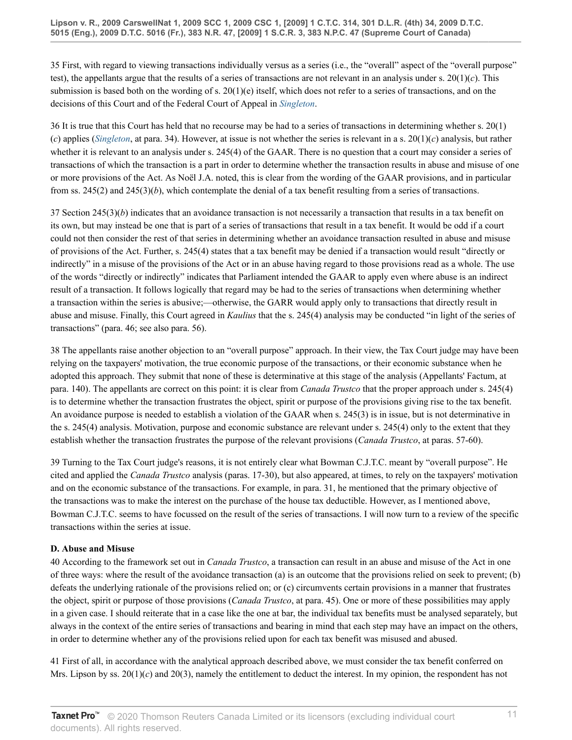35 First, with regard to viewing transactions individually versus as a series (i.e., the "overall" aspect of the "overall purpose" test), the appellants argue that the results of a series of transactions are not relevant in an analysis under s. 20(1)(*c*). This submission is based both on the wording of s. 20(1)(e) itself, which does not refer to a series of transactions, and on the decisions of this Court and of the Federal Court of Appeal in *Singleton*.

36 It is true that this Court has held that no recourse may be had to a series of transactions in determining whether s. 20(1)(*c*) applies (*Singleton*, at para. 34). However, at issue is not whether the series is relevant in a s. 20(1)(*c*) analysis, but rather whether it is relevant to an analysis under s. 245(4) of the GAAR. There is no question that a court may consider a series of transactions of which the transaction is a part in order to determine whether the transaction results in abuse and misuse of one or more provisions of the Act. As Noël J.A. noted, this is clear from the wording of the GAAR provisions, and in particular from ss. 245(2) and 245(3)(*b*), which contemplate the denial of a tax benefit resulting from a series of transactions.

37 Section 245(3)(*b*) indicates that an avoidance transaction is not necessarily a transaction that results in a tax benefit on its own, but may instead be one that is part of a series of transactions that result in a tax benefit. It would be odd if a court could not then consider the rest of that series in determining whether an avoidance transaction resulted in abuse and misuse of provisions of the Act. Further, s. 245(4) states that a tax benefit may be denied if a transaction would result "directly or indirectly" in a misuse of the provisions of the Act or in an abuse having regard to those provisions read as a whole. The use of the words "directly or indirectly" indicates that Parliament intended the GAAR to apply even where abuse is an indirect result of a transaction. It follows logically that regard may be had to the series of transactions when determining whether a transaction within the series is abusive;—otherwise, the GARR would apply only to transactions that directly result in abuse and misuse. Finally, this Court agreed in *Kaulius* that the s. 245(4) analysis may be conducted "in light of the series of transactions" (para. 46; see also para. 56).

38 The appellants raise another objection to an "overall purpose" approach. In their view, the Tax Court judge may have been relying on the taxpayers' motivation, the true economic purpose of the transactions, or their economic substance when he adopted this approach. They submit that none of these is determinative at this stage of the analysis (Appellants' Factum, at para. 140). The appellants are correct on this point: it is clear from *Canada Trustco* that the proper approach under s. 245(4) is to determine whether the transaction frustrates the object, spirit or purpose of the provisions giving rise to the tax benefit. An avoidance purpose is needed to establish a violation of the GAAR when s. 245(3) is in issue, but is not determinative in the s. 245(4) analysis. Motivation, purpose and economic substance are relevant under s. 245(4) only to the extent that they establish whether the transaction frustrates the purpose of the relevant provisions (*Canada Trustco*, at paras. 57-60).

39 Turning to the Tax Court judge's reasons, it is not entirely clear what Bowman C.J.T.C. meant by "overall purpose". He cited and applied the *Canada Trustco* analysis (paras. 17-30), but also appeared, at times, to rely on the taxpayers' motivation and on the economic substance of the transactions. For example, in para. 31, he mentioned that the primary objective of the transactions was to make the interest on the purchase of the house tax deductible. However, as I mentioned above, Bowman C.J.T.C. seems to have focussed on the result of the series of transactions. I will now turn to a review of the specific transactions within the series at issue.

**D. Abuse and Misuse**

40 According to the framework set out in *Canada Trustco*, a transaction can result in an abuse and misuse of the Act in one of three ways: where the result of the avoidance transaction (a) is an outcome that the provisions relied on seek to prevent; (b) defeats the underlying rationale of the provisions relied on; or (c) circumvents certain provisions in a manner that frustrates the object, spirit or purpose of those provisions (*Canada Trustco*, at para. 45). One or more of these possibilities may apply in a given case. I should reiterate that in a case like the one at bar, the individual tax benefits must be analysed separately, but always in the context of the entire series of transactions and bearing in mind that each step may have an impact on the others, in order to determine whether any of the provisions relied upon for each tax benefit was misused and abused.

41 First of all, in accordance with the analytical approach described above, we must consider the tax benefit conferred on Mrs. Lipson by ss. 20(1)(*c*) and 20(3), namely the entitlement to deduct the interest. In my opinion, the respondent has not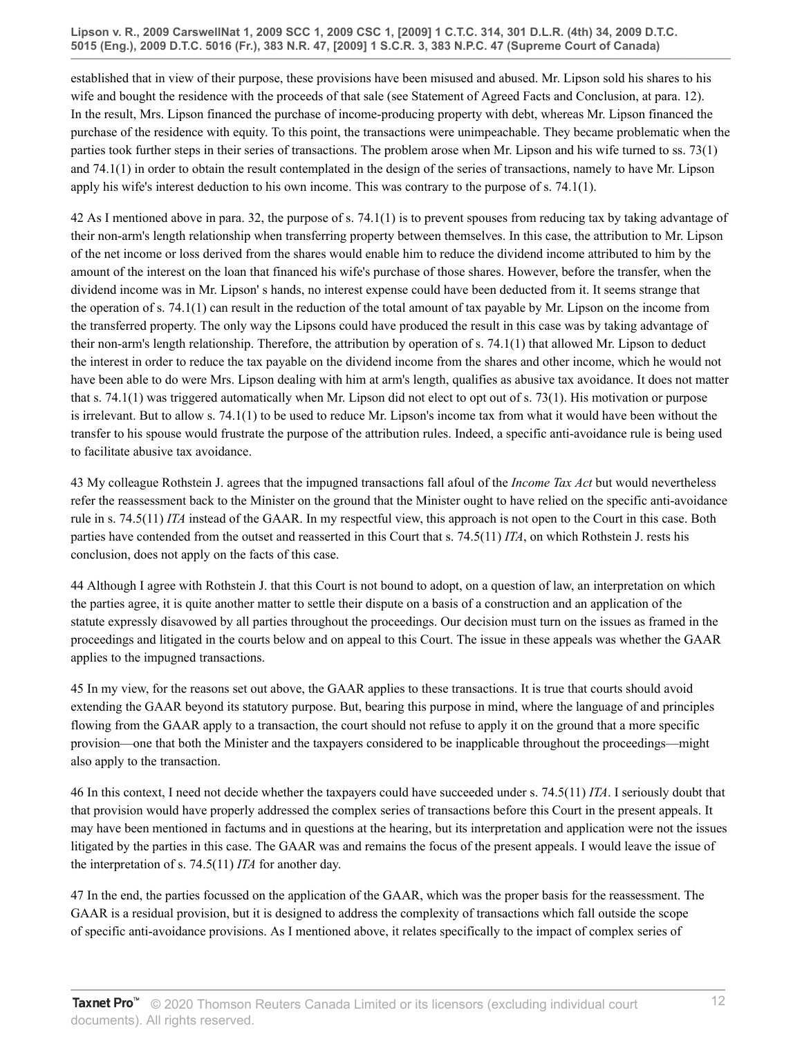established that in view of their purpose, these provisions have been misused and abused. Mr. Lipson sold his shares to his wife and bought the residence with the proceeds of that sale (see Statement of Agreed Facts and Conclusion, at para. 12). In the result, Mrs. Lipson financed the purchase of income-producing property with debt, whereas Mr. Lipson financed the purchase of the residence with equity. To this point, the transactions were unimpeachable. They became problematic when the parties took further steps in their series of transactions. The problem arose when Mr. Lipson and his wife turned to ss. 73(1) and 74.1(1) in order to obtain the result contemplated in the design of the series of transactions, namely to have Mr. Lipson apply his wife's interest deduction to his own income. This was contrary to the purpose of s. 74.1(1).

42 As I mentioned above in para. 32, the purpose of s. 74.1(1) is to prevent spouses from reducing tax by taking advantage of their non-arm's length relationship when transferring property between themselves. In this case, the attribution to Mr. Lipson of the net income or loss derived from the shares would enable him to reduce the dividend income attributed to him by the amount of the interest on the loan that financed his wife's purchase of those shares. However, before the transfer, when the dividend income was in Mr. Lipson' s hands, no interest expense could have been deducted from it. It seems strange that the operation of s. 74.1(1) can result in the reduction of the total amount of tax payable by Mr. Lipson on the income from the transferred property. The only way the Lipsons could have produced the result in this case was by taking advantage of their non-arm's length relationship. Therefore, the attribution by operation of s. 74.1(1) that allowed Mr. Lipson to deduct the interest in order to reduce the tax payable on the dividend income from the shares and other income, which he would not have been able to do were Mrs. Lipson dealing with him at arm's length, qualifies as abusive tax avoidance. It does not matter that s. 74.1(1) was triggered automatically when Mr. Lipson did not elect to opt out of s. 73(1). His motivation or purpose is irrelevant. But to allow s. 74.1(1) to be used to reduce Mr. Lipson's income tax from what it would have been without the transfer to his spouse would frustrate the purpose of the attribution rules. Indeed, a specific anti-avoidance rule is being used to facilitate abusive tax avoidance.

43 My colleague Rothstein J. agrees that the impugned transactions fall afoul of the *Income Tax Act* but would nevertheless refer the reassessment back to the Minister on the ground that the Minister ought to have relied on the specific anti-avoidance rule in s. 74.5(11) *ITA* instead of the GAAR. In my respectful view, this approach is not open to the Court in this case. Both parties have contended from the outset and reasserted in this Court that s. 74.5(11) *ITA*, on which Rothstein J. rests his conclusion, does not apply on the facts of this case.

44 Although I agree with Rothstein J. that this Court is not bound to adopt, on a question of law, an interpretation on which the parties agree, it is quite another matter to settle their dispute on a basis of a construction and an application of the statute expressly disavowed by all parties throughout the proceedings. Our decision must turn on the issues as framed in the proceedings and litigated in the courts below and on appeal to this Court. The issue in these appeals was whether the GAAR applies to the impugned transactions.

45 In my view, for the reasons set out above, the GAAR applies to these transactions. It is true that courts should avoid extending the GAAR beyond its statutory purpose. But, bearing this purpose in mind, where the language of and principles flowing from the GAAR apply to a transaction, the court should not refuse to apply it on the ground that a more specific provision—one that both the Minister and the taxpayers considered to be inapplicable throughout the proceedings—might also apply to the transaction.

46 In this context, I need not decide whether the taxpayers could have succeeded under s. 74.5(11) *ITA*. I seriously doubt that that provision would have properly addressed the complex series of transactions before this Court in the present appeals. It may have been mentioned in factums and in questions at the hearing, but its interpretation and application were not the issues litigated by the parties in this case. The GAAR was and remains the focus of the present appeals. I would leave the issue of the interpretation of s. 74.5(11) *ITA* for another day.

47 In the end, the parties focussed on the application of the GAAR, which was the proper basis for the reassessment. The GAAR is a residual provision, but it is designed to address the complexity of transactions which fall outside the scope of specific anti-avoidance provisions. As I mentioned above, it relates specifically to the impact of complex series of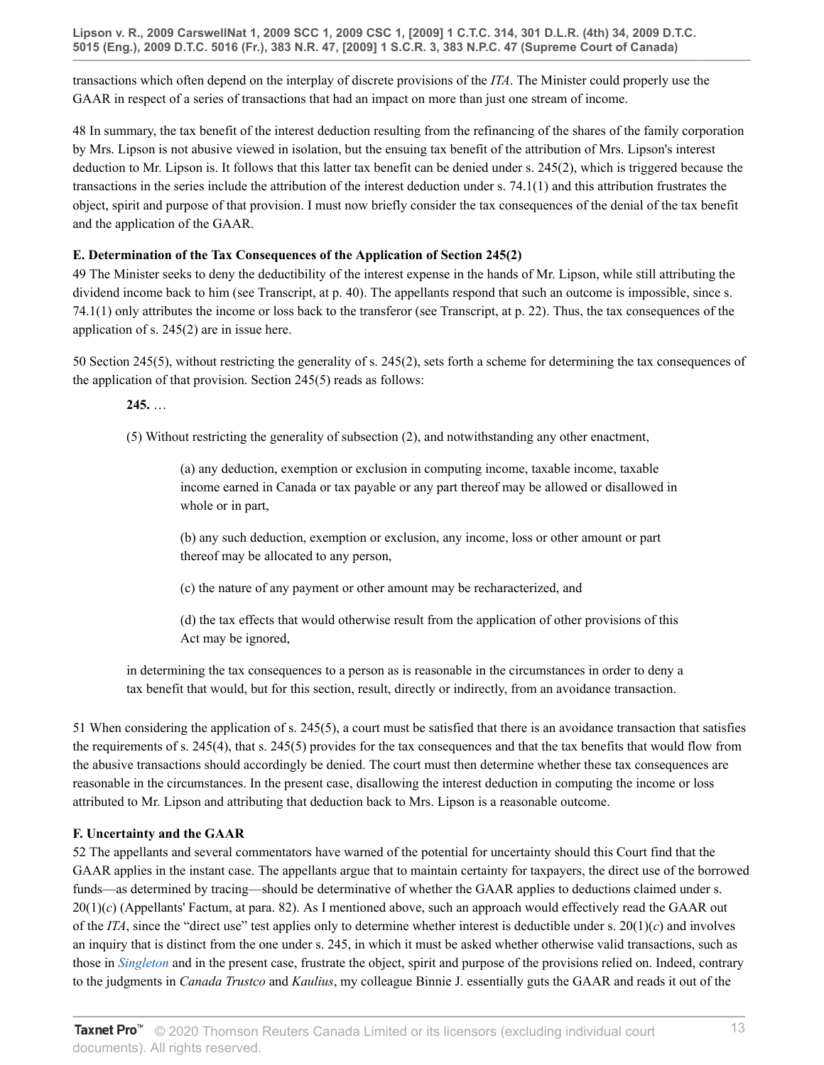transactions which often depend on the interplay of discrete provisions of the *ITA*. The Minister could properly use the GAAR in respect of a series of transactions that had an impact on more than just one stream of income.

48 In summary, the tax benefit of the interest deduction resulting from the refinancing of the shares of the family corporation by Mrs. Lipson is not abusive viewed in isolation, but the ensuing tax benefit of the attribution of Mrs. Lipson's interest deduction to Mr. Lipson is. It follows that this latter tax benefit can be denied under s. 245(2), which is triggered because the transactions in the series include the attribution of the interest deduction under s. 74.1(1) and this attribution frustrates the object, spirit and purpose of that provision. I must now briefly consider the tax consequences of the denial of the tax benefit and the application of the GAAR.

**E. Determination of the Tax Consequences of the Application of Section 245(2)**

49 The Minister seeks to deny the deductibility of the interest expense in the hands of Mr. Lipson, while still attributing the dividend income back to him (see Transcript, at p. 40). The appellants respond that such an outcome is impossible, since s. 74.1(1) only attributes the income or loss back to the transferor (see Transcript, at p. 22). Thus, the tax consequences of the application of s. 245(2) are in issue here.

50 Section 245(5), without restricting the generality of s. 245(2), sets forth a scheme for determining the tax consequences of the application of that provision. Section 245(5) reads as follows:

> **245.** …
>
> (5) Without restricting the generality of subsection (2), and notwithstanding any other enactment,
>
> > (a) any deduction, exemption or exclusion in computing income, taxable income, taxable income earned in Canada or tax payable or any part thereof may be allowed or disallowed in whole or in part,
> >
> > (b) any such deduction, exemption or exclusion, any income, loss or other amount or part thereof may be allocated to any person,
> >
> > (c) the nature of any payment or other amount may be recharacterized, and
> >
> > (d) the tax effects that would otherwise result from the application of other provisions of this Act may be ignored,
>
> in determining the tax consequences to a person as is reasonable in the circumstances in order to deny a tax benefit that would, but for this section, result, directly or indirectly, from an avoidance transaction.

51 When considering the application of s. 245(5), a court must be satisfied that there is an avoidance transaction that satisfies the requirements of s. 245(4), that s. 245(5) provides for the tax consequences and that the tax benefits that would flow from the abusive transactions should accordingly be denied. The court must then determine whether these tax consequences are reasonable in the circumstances. In the present case, disallowing the interest deduction in computing the income or loss attributed to Mr. Lipson and attributing that deduction back to Mrs. Lipson is a reasonable outcome.

**F. Uncertainty and the GAAR**

52 The appellants and several commentators have warned of the potential for uncertainty should this Court find that the GAAR applies in the instant case. The appellants argue that to maintain certainty for taxpayers, the direct use of the borrowed funds—as determined by tracing—should be determinative of whether the GAAR applies to deductions claimed under s. 20(1)(*c*) (Appellants' Factum, at para. 82). As I mentioned above, such an approach would effectively read the GAAR out of the *ITA*, since the "direct use" test applies only to determine whether interest is deductible under s. 20(1)(*c*) and involves an inquiry that is distinct from the one under s. 245, in which it must be asked whether otherwise valid transactions, such as those in *Singleton* and in the present case, frustrate the object, spirit and purpose of the provisions relied on. Indeed, contrary to the judgments in *Canada Trustco* and *Kaulius*, my colleague Binnie J. essentially guts the GAAR and reads it out of the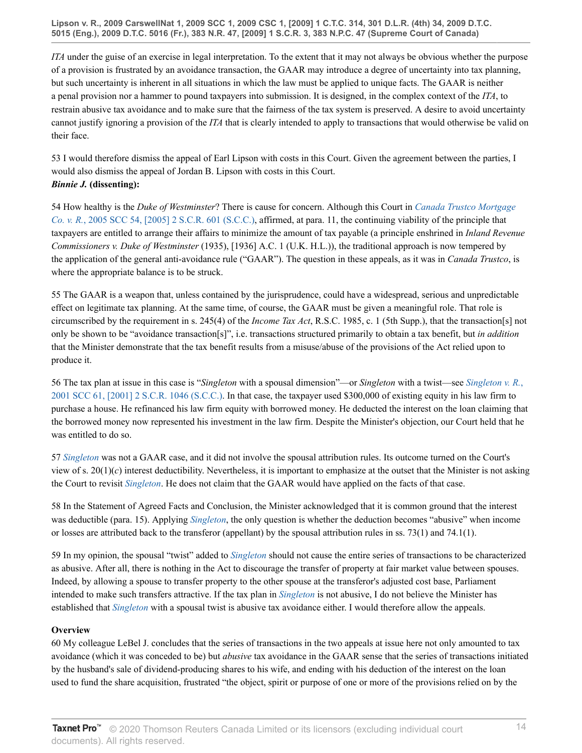*ITA* under the guise of an exercise in legal interpretation. To the extent that it may not always be obvious whether the purpose of a provision is frustrated by an avoidance transaction, the GAAR may introduce a degree of uncertainty into tax planning, but such uncertainty is inherent in all situations in which the law must be applied to unique facts. The GAAR is neither a penal provision nor a hammer to pound taxpayers into submission. It is designed, in the complex context of the *ITA*, to restrain abusive tax avoidance and to make sure that the fairness of the tax system is preserved. A desire to avoid uncertainty cannot justify ignoring a provision of the *ITA* that is clearly intended to apply to transactions that would otherwise be valid on their face.

53 I would therefore dismiss the appeal of Earl Lipson with costs in this Court. Given the agreement between the parties, I would also dismiss the appeal of Jordan B. Lipson with costs in this Court.

***Binnie J.* (dissenting):**

54 How healthy is the *Duke of Westminster*? There is cause for concern. Although this Court in *Canada Trustco Mortgage Co. v. R.*, 2005 SCC 54, [2005] 2 S.C.R. 601 (S.C.C.), affirmed, at para. 11, the continuing viability of the principle that taxpayers are entitled to arrange their affairs to minimize the amount of tax payable (a principle enshrined in *Inland Revenue Commissioners v. Duke of Westminster* (1935), [1936] A.C. 1 (U.K. H.L.)), the traditional approach is now tempered by the application of the general anti-avoidance rule ("GAAR"). The question in these appeals, as it was in *Canada Trustco*, is where the appropriate balance is to be struck.

55 The GAAR is a weapon that, unless contained by the jurisprudence, could have a widespread, serious and unpredictable effect on legitimate tax planning. At the same time, of course, the GAAR must be given a meaningful role. That role is circumscribed by the requirement in s. 245(4) of the *Income Tax Act*, R.S.C. 1985, c. 1 (5th Supp.), that the transaction[s] not only be shown to be "avoidance transaction[s]", i.e. transactions structured primarily to obtain a tax benefit, but *in addition* that the Minister demonstrate that the tax benefit results from a misuse/abuse of the provisions of the Act relied upon to produce it.

56 The tax plan at issue in this case is "*Singleton* with a spousal dimension"—or *Singleton* with a twist—see *Singleton v. R.*, 2001 SCC 61, [2001] 2 S.C.R. 1046 (S.C.C.). In that case, the taxpayer used $300,000 of existing equity in his law firm to purchase a house. He refinanced his law firm equity with borrowed money. He deducted the interest on the loan claiming that the borrowed money now represented his investment in the law firm. Despite the Minister's objection, our Court held that he was entitled to do so.

57 *Singleton* was not a GAAR case, and it did not involve the spousal attribution rules. Its outcome turned on the Court's view of s. 20(1)(*c*) interest deductibility. Nevertheless, it is important to emphasize at the outset that the Minister is not asking the Court to revisit *Singleton*. He does not claim that the GAAR would have applied on the facts of that case.

58 In the Statement of Agreed Facts and Conclusion, the Minister acknowledged that it is common ground that the interest was deductible (para. 15). Applying *Singleton*, the only question is whether the deduction becomes "abusive" when income or losses are attributed back to the transferor (appellant) by the spousal attribution rules in ss. 73(1) and 74.1(1).

59 In my opinion, the spousal "twist" added to *Singleton* should not cause the entire series of transactions to be characterized as abusive. After all, there is nothing in the Act to discourage the transfer of property at fair market value between spouses. Indeed, by allowing a spouse to transfer property to the other spouse at the transferor's adjusted cost base, Parliament intended to make such transfers attractive. If the tax plan in *Singleton* is not abusive, I do not believe the Minister has established that *Singleton* with a spousal twist is abusive tax avoidance either. I would therefore allow the appeals.

**Overview**

60 My colleague LeBel J. concludes that the series of transactions in the two appeals at issue here not only amounted to tax avoidance (which it was conceded to be) but *abusive* tax avoidance in the GAAR sense that the series of transactions initiated by the husband's sale of dividend-producing shares to his wife, and ending with his deduction of the interest on the loan used to fund the share acquisition, frustrated "the object, spirit or purpose of one or more of the provisions relied on by the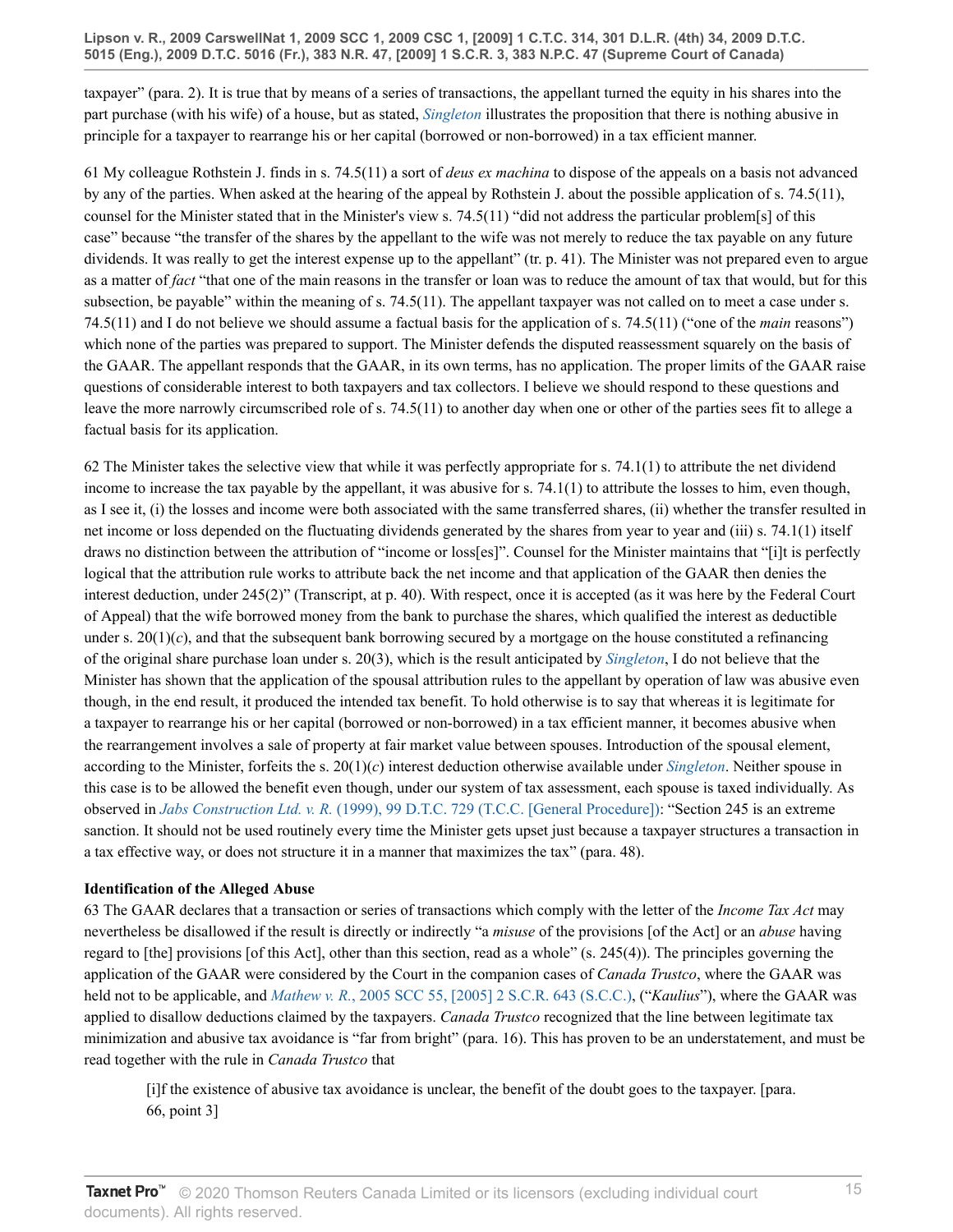taxpayer" (para. 2). It is true that by means of a series of transactions, the appellant turned the equity in his shares into the part purchase (with his wife) of a house, but as stated, *Singleton* illustrates the proposition that there is nothing abusive in principle for a taxpayer to rearrange his or her capital (borrowed or non-borrowed) in a tax efficient manner.

61 My colleague Rothstein J. finds in s. 74.5(11) a sort of *deus ex machina* to dispose of the appeals on a basis not advanced by any of the parties. When asked at the hearing of the appeal by Rothstein J. about the possible application of s. 74.5(11), counsel for the Minister stated that in the Minister's view s. 74.5(11) "did not address the particular problem[s] of this case" because "the transfer of the shares by the appellant to the wife was not merely to reduce the tax payable on any future dividends. It was really to get the interest expense up to the appellant" (tr. p. 41). The Minister was not prepared even to argue as a matter of *fact* "that one of the main reasons in the transfer or loan was to reduce the amount of tax that would, but for this subsection, be payable" within the meaning of s. 74.5(11). The appellant taxpayer was not called on to meet a case under s. 74.5(11) and I do not believe we should assume a factual basis for the application of s. 74.5(11) ("one of the *main* reasons") which none of the parties was prepared to support. The Minister defends the disputed reassessment squarely on the basis of the GAAR. The appellant responds that the GAAR, in its own terms, has no application. The proper limits of the GAAR raise questions of considerable interest to both taxpayers and tax collectors. I believe we should respond to these questions and leave the more narrowly circumscribed role of s. 74.5(11) to another day when one or other of the parties sees fit to allege a factual basis for its application.

62 The Minister takes the selective view that while it was perfectly appropriate for s. 74.1(1) to attribute the net dividend income to increase the tax payable by the appellant, it was abusive for s. 74.1(1) to attribute the losses to him, even though, as I see it, (i) the losses and income were both associated with the same transferred shares, (ii) whether the transfer resulted in net income or loss depended on the fluctuating dividends generated by the shares from year to year and (iii) s. 74.1(1) itself draws no distinction between the attribution of "income or loss[es]". Counsel for the Minister maintains that "[i]t is perfectly logical that the attribution rule works to attribute back the net income and that application of the GAAR then denies the interest deduction, under 245(2)" (Transcript, at p. 40). With respect, once it is accepted (as it was here by the Federal Court of Appeal) that the wife borrowed money from the bank to purchase the shares, which qualified the interest as deductible under s. 20(1)(*c*), and that the subsequent bank borrowing secured by a mortgage on the house constituted a refinancing of the original share purchase loan under s. 20(3), which is the result anticipated by *Singleton*, I do not believe that the Minister has shown that the application of the spousal attribution rules to the appellant by operation of law was abusive even though, in the end result, it produced the intended tax benefit. To hold otherwise is to say that whereas it is legitimate for a taxpayer to rearrange his or her capital (borrowed or non-borrowed) in a tax efficient manner, it becomes abusive when the rearrangement involves a sale of property at fair market value between spouses. Introduction of the spousal element, according to the Minister, forfeits the s. 20(1)(*c*) interest deduction otherwise available under *Singleton*. Neither spouse in this case is to be allowed the benefit even though, under our system of tax assessment, each spouse is taxed individually. As observed in *Jabs Construction Ltd. v. R.* (1999), 99 D.T.C. 729 (T.C.C. [General Procedure]): "Section 245 is an extreme sanction. It should not be used routinely every time the Minister gets upset just because a taxpayer structures a transaction in a tax effective way, or does not structure it in a manner that maximizes the tax" (para. 48).

**Identification of the Alleged Abuse**

63 The GAAR declares that a transaction or series of transactions which comply with the letter of the *Income Tax Act* may nevertheless be disallowed if the result is directly or indirectly "a *misuse* of the provisions [of the Act] or an *abuse* having regard to [the] provisions [of this Act], other than this section, read as a whole" (s. 245(4)). The principles governing the application of the GAAR were considered by the Court in the companion cases of *Canada Trustco*, where the GAAR was held not to be applicable, and *Mathew v. R.*, 2005 SCC 55, [2005] 2 S.C.R. 643 (S.C.C.), ("*Kaulius*"), where the GAAR was applied to disallow deductions claimed by the taxpayers. *Canada Trustco* recognized that the line between legitimate tax minimization and abusive tax avoidance is "far from bright" (para. 16). This has proven to be an understatement, and must be read together with the rule in *Canada Trustco* that

> [i]f the existence of abusive tax avoidance is unclear, the benefit of the doubt goes to the taxpayer. [para. 66, point 3]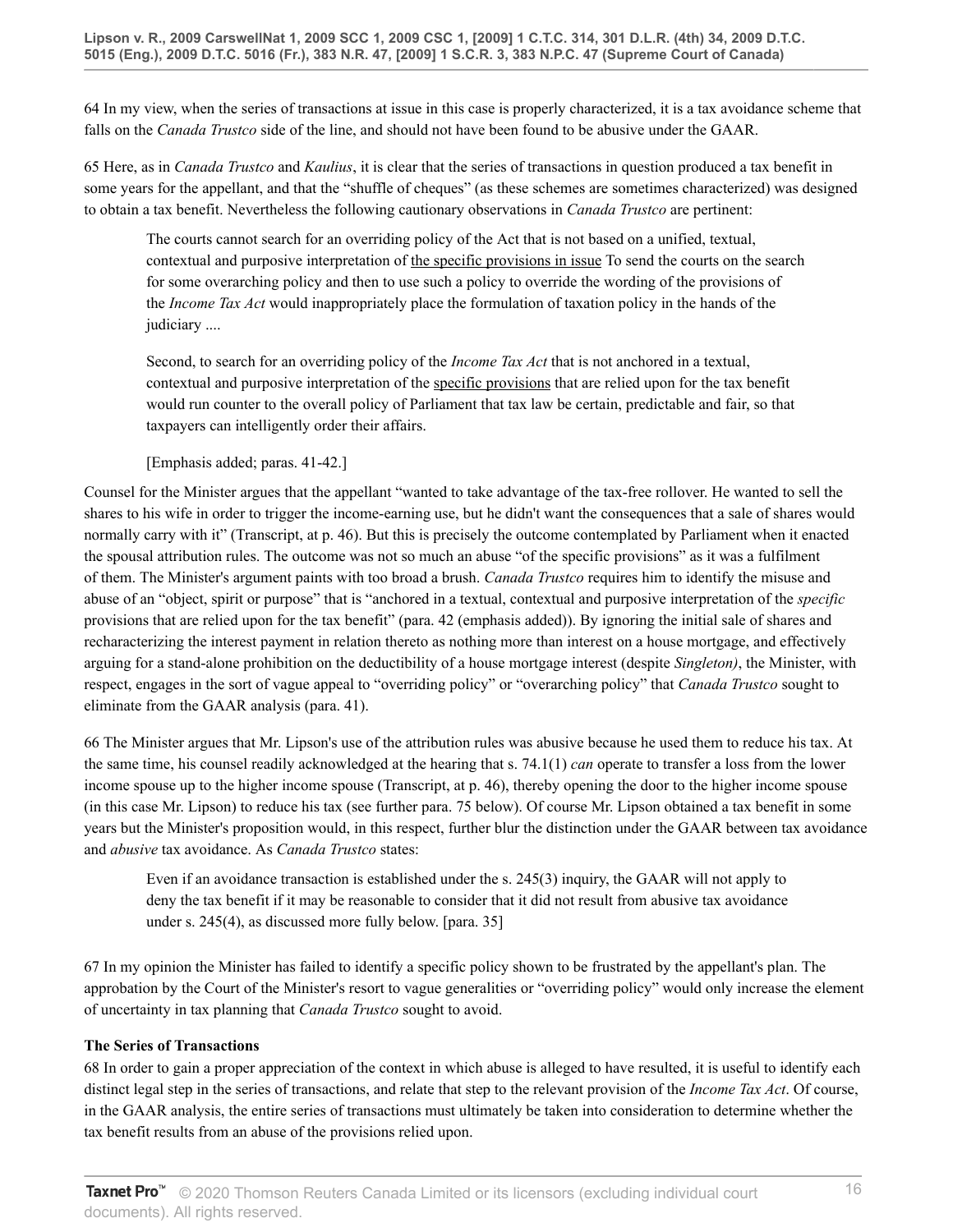64 In my view, when the series of transactions at issue in this case is properly characterized, it is a tax avoidance scheme that falls on the *Canada Trustco* side of the line, and should not have been found to be abusive under the GAAR.

65 Here, as in *Canada Trustco* and *Kaulius*, it is clear that the series of transactions in question produced a tax benefit in some years for the appellant, and that the "shuffle of cheques" (as these schemes are sometimes characterized) was designed to obtain a tax benefit. Nevertheless the following cautionary observations in *Canada Trustco* are pertinent:

> The courts cannot search for an overriding policy of the Act that is not based on a unified, textual, contextual and purposive interpretation of <u>the specific provisions in issue</u> To send the courts on the search for some overarching policy and then to use such a policy to override the wording of the provisions of the *Income Tax Act* would inappropriately place the formulation of taxation policy in the hands of the judiciary ....
>
> Second, to search for an overriding policy of the *Income Tax Act* that is not anchored in a textual, contextual and purposive interpretation of the <u>specific provisions</u> that are relied upon for the tax benefit would run counter to the overall policy of Parliament that tax law be certain, predictable and fair, so that taxpayers can intelligently order their affairs.
>
> [Emphasis added; paras. 41-42.]

Counsel for the Minister argues that the appellant "wanted to take advantage of the tax-free rollover. He wanted to sell the shares to his wife in order to trigger the income-earning use, but he didn't want the consequences that a sale of shares would normally carry with it" (Transcript, at p. 46). But this is precisely the outcome contemplated by Parliament when it enacted the spousal attribution rules. The outcome was not so much an abuse "of the specific provisions" as it was a fulfilment of them. The Minister's argument paints with too broad a brush. *Canada Trustco* requires him to identify the misuse and abuse of an "object, spirit or purpose" that is "anchored in a textual, contextual and purposive interpretation of the *specific* provisions that are relied upon for the tax benefit" (para. 42 (emphasis added)). By ignoring the initial sale of shares and recharacterizing the interest payment in relation thereto as nothing more than interest on a house mortgage, and effectively arguing for a stand-alone prohibition on the deductibility of a house mortgage interest (despite *Singleton)*, the Minister, with respect, engages in the sort of vague appeal to "overriding policy" or "overarching policy" that *Canada Trustco* sought to eliminate from the GAAR analysis (para. 41).

66 The Minister argues that Mr. Lipson's use of the attribution rules was abusive because he used them to reduce his tax. At the same time, his counsel readily acknowledged at the hearing that s. 74.1(1) *can* operate to transfer a loss from the lower income spouse up to the higher income spouse (Transcript, at p. 46), thereby opening the door to the higher income spouse (in this case Mr. Lipson) to reduce his tax (see further para. 75 below). Of course Mr. Lipson obtained a tax benefit in some years but the Minister's proposition would, in this respect, further blur the distinction under the GAAR between tax avoidance and *abusive* tax avoidance. As *Canada Trustco* states:

> Even if an avoidance transaction is established under the s. 245(3) inquiry, the GAAR will not apply to deny the tax benefit if it may be reasonable to consider that it did not result from abusive tax avoidance under s. 245(4), as discussed more fully below. [para. 35]

67 In my opinion the Minister has failed to identify a specific policy shown to be frustrated by the appellant's plan. The approbation by the Court of the Minister's resort to vague generalities or "overriding policy" would only increase the element of uncertainty in tax planning that *Canada Trustco* sought to avoid.

**The Series of Transactions**

68 In order to gain a proper appreciation of the context in which abuse is alleged to have resulted, it is useful to identify each distinct legal step in the series of transactions, and relate that step to the relevant provision of the *Income Tax Act*. Of course, in the GAAR analysis, the entire series of transactions must ultimately be taken into consideration to determine whether the tax benefit results from an abuse of the provisions relied upon.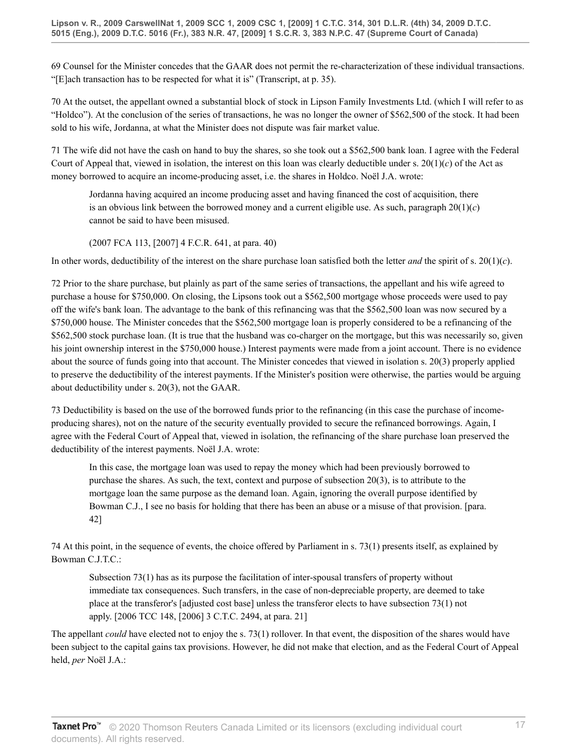69 Counsel for the Minister concedes that the GAAR does not permit the re-characterization of these individual transactions. "[E]ach transaction has to be respected for what it is" (Transcript, at p. 35).

70 At the outset, the appellant owned a substantial block of stock in Lipson Family Investments Ltd. (which I will refer to as "Holdco"). At the conclusion of the series of transactions, he was no longer the owner of $562,500 of the stock. It had been sold to his wife, Jordanna, at what the Minister does not dispute was fair market value.

71 The wife did not have the cash on hand to buy the shares, so she took out a $562,500 bank loan. I agree with the Federal Court of Appeal that, viewed in isolation, the interest on this loan was clearly deductible under s. 20(1)(*c*) of the Act as money borrowed to acquire an income-producing asset, i.e. the shares in Holdco. Noël J.A. wrote:

> Jordanna having acquired an income producing asset and having financed the cost of acquisition, there is an obvious link between the borrowed money and a current eligible use. As such, paragraph 20(1)(*c*) cannot be said to have been misused.
>
> (2007 FCA 113, [2007] 4 F.C.R. 641, at para. 40)

In other words, deductibility of the interest on the share purchase loan satisfied both the letter *and* the spirit of s. 20(1)(*c*).

72 Prior to the share purchase, but plainly as part of the same series of transactions, the appellant and his wife agreed to purchase a house for $750,000. On closing, the Lipsons took out a $562,500 mortgage whose proceeds were used to pay off the wife's bank loan. The advantage to the bank of this refinancing was that the $562,500 loan was now secured by a $750,000 house. The Minister concedes that the $562,500 mortgage loan is properly considered to be a refinancing of the $562,500 stock purchase loan. (It is true that the husband was co-charger on the mortgage, but this was necessarily so, given his joint ownership interest in the $750,000 house.) Interest payments were made from a joint account. There is no evidence about the source of funds going into that account. The Minister concedes that viewed in isolation s. 20(3) properly applied to preserve the deductibility of the interest payments. If the Minister's position were otherwise, the parties would be arguing about deductibility under s. 20(3), not the GAAR.

73 Deductibility is based on the use of the borrowed funds prior to the refinancing (in this case the purchase of income-producing shares), not on the nature of the security eventually provided to secure the refinanced borrowings. Again, I agree with the Federal Court of Appeal that, viewed in isolation, the refinancing of the share purchase loan preserved the deductibility of the interest payments. Noël J.A. wrote:

> In this case, the mortgage loan was used to repay the money which had been previously borrowed to purchase the shares. As such, the text, context and purpose of subsection 20(3), is to attribute to the mortgage loan the same purpose as the demand loan. Again, ignoring the overall purpose identified by Bowman C.J., I see no basis for holding that there has been an abuse or a misuse of that provision. [para. 42]

74 At this point, in the sequence of events, the choice offered by Parliament in s. 73(1) presents itself, as explained by Bowman C.J.T.C.:

> Subsection 73(1) has as its purpose the facilitation of inter-spousal transfers of property without immediate tax consequences. Such transfers, in the case of non-depreciable property, are deemed to take place at the transferor's [adjusted cost base] unless the transferor elects to have subsection 73(1) not apply. [2006 TCC 148, [2006] 3 C.T.C. 2494, at para. 21]

The appellant *could* have elected not to enjoy the s. 73(1) rollover. In that event, the disposition of the shares would have been subject to the capital gains tax provisions. However, he did not make that election, and as the Federal Court of Appeal held, *per* Noël J.A.: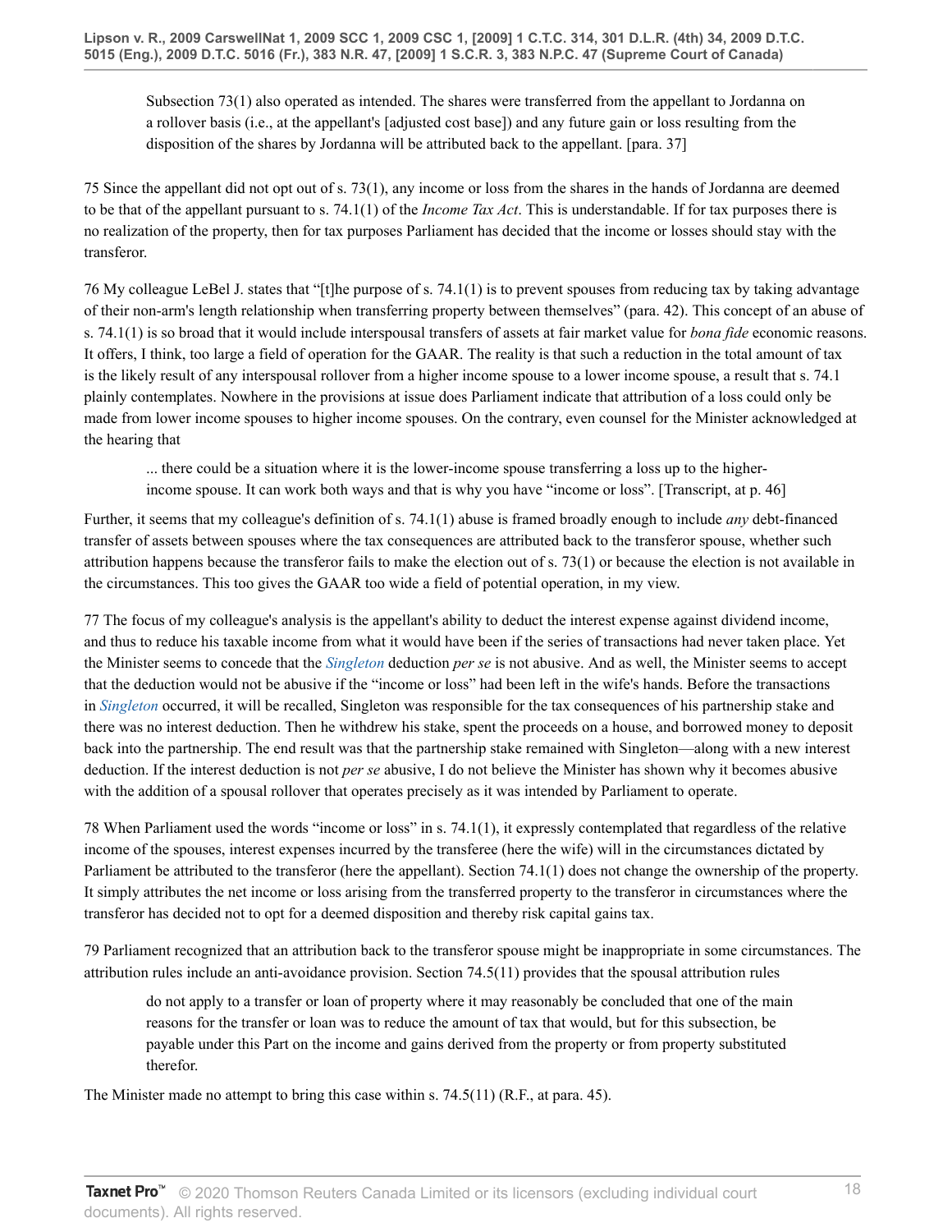> Subsection 73(1) also operated as intended. The shares were transferred from the appellant to Jordanna on a rollover basis (i.e., at the appellant's [adjusted cost base]) and any future gain or loss resulting from the disposition of the shares by Jordanna will be attributed back to the appellant. [para. 37]

75 Since the appellant did not opt out of s. 73(1), any income or loss from the shares in the hands of Jordanna are deemed to be that of the appellant pursuant to s. 74.1(1) of the *Income Tax Act*. This is understandable. If for tax purposes there is no realization of the property, then for tax purposes Parliament has decided that the income or losses should stay with the transferor.

76 My colleague LeBel J. states that "[t]he purpose of s. 74.1(1) is to prevent spouses from reducing tax by taking advantage of their non-arm's length relationship when transferring property between themselves" (para. 42). This concept of an abuse of s. 74.1(1) is so broad that it would include interspousal transfers of assets at fair market value for *bona fide* economic reasons. It offers, I think, too large a field of operation for the GAAR. The reality is that such a reduction in the total amount of tax is the likely result of any interspousal rollover from a higher income spouse to a lower income spouse, a result that s. 74.1 plainly contemplates. Nowhere in the provisions at issue does Parliament indicate that attribution of a loss could only be made from lower income spouses to higher income spouses. On the contrary, even counsel for the Minister acknowledged at the hearing that

> ... there could be a situation where it is the lower-income spouse transferring a loss up to the higher-income spouse. It can work both ways and that is why you have "income or loss". [Transcript, at p. 46]

Further, it seems that my colleague's definition of s. 74.1(1) abuse is framed broadly enough to include *any* debt-financed transfer of assets between spouses where the tax consequences are attributed back to the transferor spouse, whether such attribution happens because the transferor fails to make the election out of s. 73(1) or because the election is not available in the circumstances. This too gives the GAAR too wide a field of potential operation, in my view.

77 The focus of my colleague's analysis is the appellant's ability to deduct the interest expense against dividend income, and thus to reduce his taxable income from what it would have been if the series of transactions had never taken place. Yet the Minister seems to concede that the *Singleton* deduction *per se* is not abusive. And as well, the Minister seems to accept that the deduction would not be abusive if the "income or loss" had been left in the wife's hands. Before the transactions in *Singleton* occurred, it will be recalled, Singleton was responsible for the tax consequences of his partnership stake and there was no interest deduction. Then he withdrew his stake, spent the proceeds on a house, and borrowed money to deposit back into the partnership. The end result was that the partnership stake remained with Singleton—along with a new interest deduction. If the interest deduction is not *per se* abusive, I do not believe the Minister has shown why it becomes abusive with the addition of a spousal rollover that operates precisely as it was intended by Parliament to operate.

78 When Parliament used the words "income or loss" in s. 74.1(1), it expressly contemplated that regardless of the relative income of the spouses, interest expenses incurred by the transferee (here the wife) will in the circumstances dictated by Parliament be attributed to the transferor (here the appellant). Section 74.1(1) does not change the ownership of the property. It simply attributes the net income or loss arising from the transferred property to the transferor in circumstances where the transferor has decided not to opt for a deemed disposition and thereby risk capital gains tax.

79 Parliament recognized that an attribution back to the transferor spouse might be inappropriate in some circumstances. The attribution rules include an anti-avoidance provision. Section 74.5(11) provides that the spousal attribution rules

> do not apply to a transfer or loan of property where it may reasonably be concluded that one of the main reasons for the transfer or loan was to reduce the amount of tax that would, but for this subsection, be payable under this Part on the income and gains derived from the property or from property substituted therefor.

The Minister made no attempt to bring this case within s. 74.5(11) (R.F., at para. 45).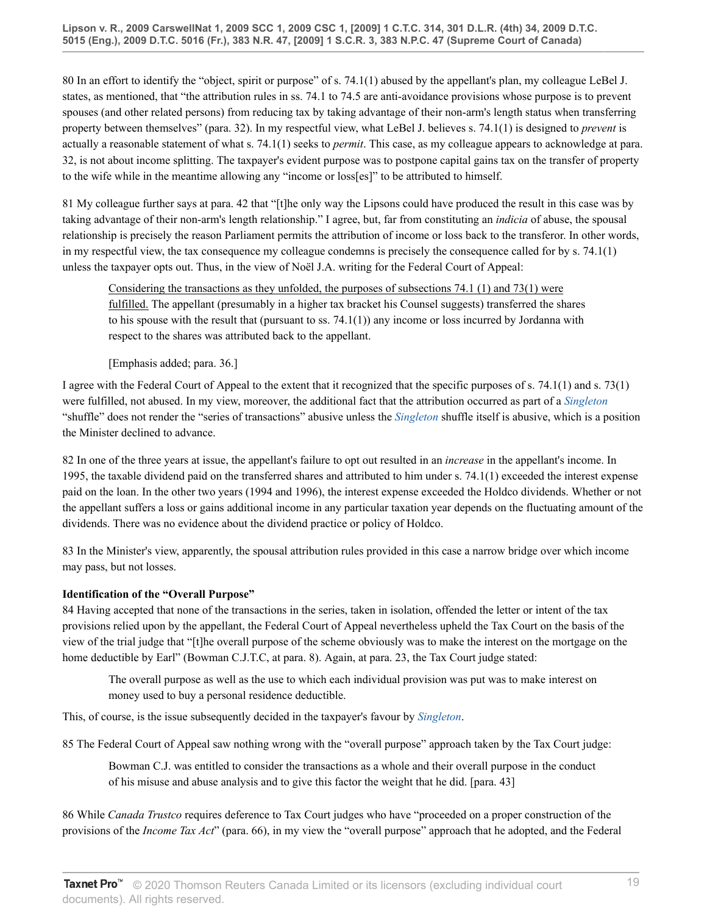80 In an effort to identify the "object, spirit or purpose" of s. 74.1(1) abused by the appellant's plan, my colleague LeBel J. states, as mentioned, that "the attribution rules in ss. 74.1 to 74.5 are anti-avoidance provisions whose purpose is to prevent spouses (and other related persons) from reducing tax by taking advantage of their non-arm's length status when transferring property between themselves" (para. 32). In my respectful view, what LeBel J. believes s. 74.1(1) is designed to *prevent* is actually a reasonable statement of what s. 74.1(1) seeks to *permit*. This case, as my colleague appears to acknowledge at para. 32, is not about income splitting. The taxpayer's evident purpose was to postpone capital gains tax on the transfer of property to the wife while in the meantime allowing any "income or loss[es]" to be attributed to himself.

81 My colleague further says at para. 42 that "[t]he only way the Lipsons could have produced the result in this case was by taking advantage of their non-arm's length relationship." I agree, but, far from constituting an *indicia* of abuse, the spousal relationship is precisely the reason Parliament permits the attribution of income or loss back to the transferor. In other words, in my respectful view, the tax consequence my colleague condemns is precisely the consequence called for by s. 74.1(1) unless the taxpayer opts out. Thus, in the view of Noël J.A. writing for the Federal Court of Appeal:

> Considering the transactions as they unfolded, the purposes of subsections 74.1 (1) and 73(1) were fulfilled. The appellant (presumably in a higher tax bracket his Counsel suggests) transferred the shares to his spouse with the result that (pursuant to ss. 74.1(1)) any income or loss incurred by Jordanna with respect to the shares was attributed back to the appellant.
>
> [Emphasis added; para. 36.]

I agree with the Federal Court of Appeal to the extent that it recognized that the specific purposes of s. 74.1(1) and s. 73(1) were fulfilled, not abused. In my view, moreover, the additional fact that the attribution occurred as part of a *Singleton* "shuffle" does not render the "series of transactions" abusive unless the *Singleton* shuffle itself is abusive, which is a position the Minister declined to advance.

82 In one of the three years at issue, the appellant's failure to opt out resulted in an *increase* in the appellant's income. In 1995, the taxable dividend paid on the transferred shares and attributed to him under s. 74.1(1) exceeded the interest expense paid on the loan. In the other two years (1994 and 1996), the interest expense exceeded the Holdco dividends. Whether or not the appellant suffers a loss or gains additional income in any particular taxation year depends on the fluctuating amount of the dividends. There was no evidence about the dividend practice or policy of Holdco.

83 In the Minister's view, apparently, the spousal attribution rules provided in this case a narrow bridge over which income may pass, but not losses.

**Identification of the "Overall Purpose"**

84 Having accepted that none of the transactions in the series, taken in isolation, offended the letter or intent of the tax provisions relied upon by the appellant, the Federal Court of Appeal nevertheless upheld the Tax Court on the basis of the view of the trial judge that "[t]he overall purpose of the scheme obviously was to make the interest on the mortgage on the home deductible by Earl" (Bowman C.J.T.C, at para. 8). Again, at para. 23, the Tax Court judge stated:

> The overall purpose as well as the use to which each individual provision was put was to make interest on money used to buy a personal residence deductible.

This, of course, is the issue subsequently decided in the taxpayer's favour by *Singleton*.

85 The Federal Court of Appeal saw nothing wrong with the "overall purpose" approach taken by the Tax Court judge:

> Bowman C.J. was entitled to consider the transactions as a whole and their overall purpose in the conduct of his misuse and abuse analysis and to give this factor the weight that he did. [para. 43]

86 While *Canada Trustco* requires deference to Tax Court judges who have "proceeded on a proper construction of the provisions of the *Income Tax Act*" (para. 66), in my view the "overall purpose" approach that he adopted, and the Federal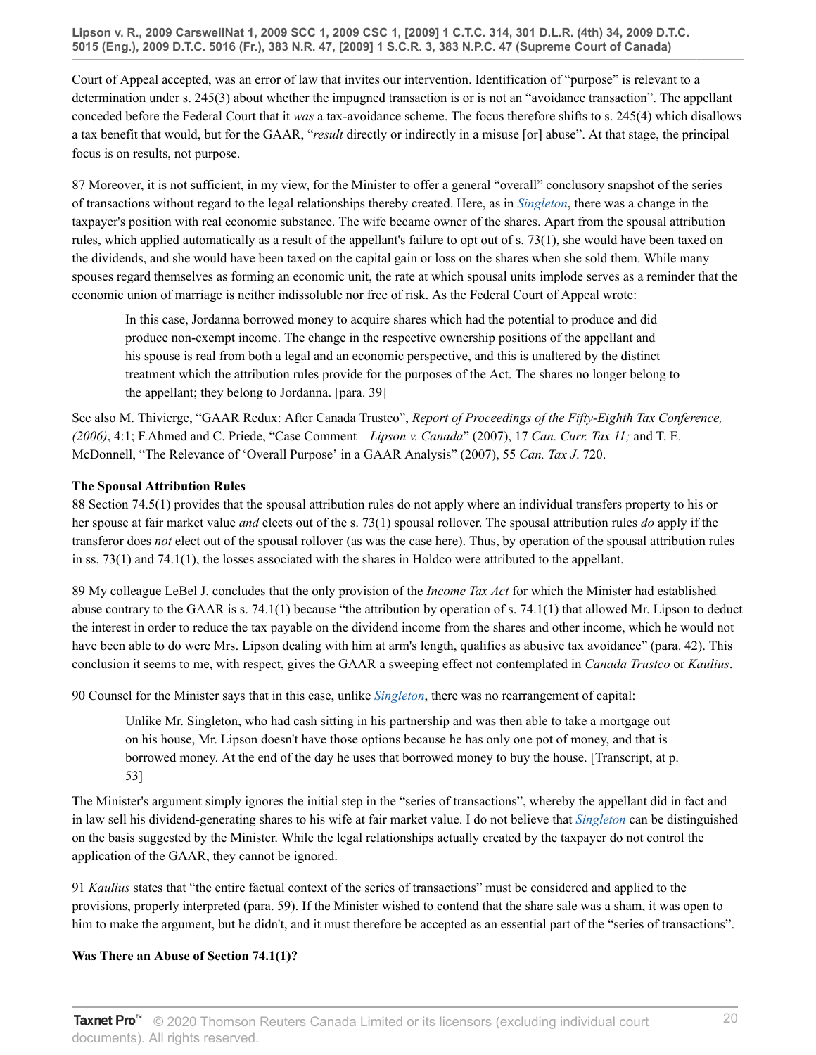Court of Appeal accepted, was an error of law that invites our intervention. Identification of "purpose" is relevant to a determination under s. 245(3) about whether the impugned transaction is or is not an "avoidance transaction". The appellant conceded before the Federal Court that it *was* a tax-avoidance scheme. The focus therefore shifts to s. 245(4) which disallows a tax benefit that would, but for the GAAR, "*result* directly or indirectly in a misuse [or] abuse". At that stage, the principal focus is on results, not purpose.

87 Moreover, it is not sufficient, in my view, for the Minister to offer a general "overall" conclusory snapshot of the series of transactions without regard to the legal relationships thereby created. Here, as in *Singleton*, there was a change in the taxpayer's position with real economic substance. The wife became owner of the shares. Apart from the spousal attribution rules, which applied automatically as a result of the appellant's failure to opt out of s. 73(1), she would have been taxed on the dividends, and she would have been taxed on the capital gain or loss on the shares when she sold them. While many spouses regard themselves as forming an economic unit, the rate at which spousal units implode serves as a reminder that the economic union of marriage is neither indissoluble nor free of risk. As the Federal Court of Appeal wrote:

> In this case, Jordanna borrowed money to acquire shares which had the potential to produce and did produce non-exempt income. The change in the respective ownership positions of the appellant and his spouse is real from both a legal and an economic perspective, and this is unaltered by the distinct treatment which the attribution rules provide for the purposes of the Act. The shares no longer belong to the appellant; they belong to Jordanna. [para. 39]

See also M. Thivierge, "GAAR Redux: After Canada Trustco", *Report of Proceedings of the Fifty-Eighth Tax Conference, (2006)*, 4:1; F.Ahmed and C. Priede, "Case Comment—*Lipson v. Canada*" (2007), 17 *Can. Curr. Tax 11;* and T. E. McDonnell, "The Relevance of 'Overall Purpose' in a GAAR Analysis" (2007), 55 *Can. Tax J*. 720.

**The Spousal Attribution Rules**

88 Section 74.5(1) provides that the spousal attribution rules do not apply where an individual transfers property to his or her spouse at fair market value *and* elects out of the s. 73(1) spousal rollover. The spousal attribution rules *do* apply if the transferor does *not* elect out of the spousal rollover (as was the case here). Thus, by operation of the spousal attribution rules in ss. 73(1) and 74.1(1), the losses associated with the shares in Holdco were attributed to the appellant.

89 My colleague LeBel J. concludes that the only provision of the *Income Tax Act* for which the Minister had established abuse contrary to the GAAR is s. 74.1(1) because "the attribution by operation of s. 74.1(1) that allowed Mr. Lipson to deduct the interest in order to reduce the tax payable on the dividend income from the shares and other income, which he would not have been able to do were Mrs. Lipson dealing with him at arm's length, qualifies as abusive tax avoidance" (para. 42). This conclusion it seems to me, with respect, gives the GAAR a sweeping effect not contemplated in *Canada Trustco* or *Kaulius*.

90 Counsel for the Minister says that in this case, unlike *Singleton*, there was no rearrangement of capital:

> Unlike Mr. Singleton, who had cash sitting in his partnership and was then able to take a mortgage out on his house, Mr. Lipson doesn't have those options because he has only one pot of money, and that is borrowed money. At the end of the day he uses that borrowed money to buy the house. [Transcript, at p. 53]

The Minister's argument simply ignores the initial step in the "series of transactions", whereby the appellant did in fact and in law sell his dividend-generating shares to his wife at fair market value. I do not believe that *Singleton* can be distinguished on the basis suggested by the Minister. While the legal relationships actually created by the taxpayer do not control the application of the GAAR, they cannot be ignored.

91 *Kaulius* states that "the entire factual context of the series of transactions" must be considered and applied to the provisions, properly interpreted (para. 59). If the Minister wished to contend that the share sale was a sham, it was open to him to make the argument, but he didn't, and it must therefore be accepted as an essential part of the "series of transactions".

**Was There an Abuse of Section 74.1(1)?**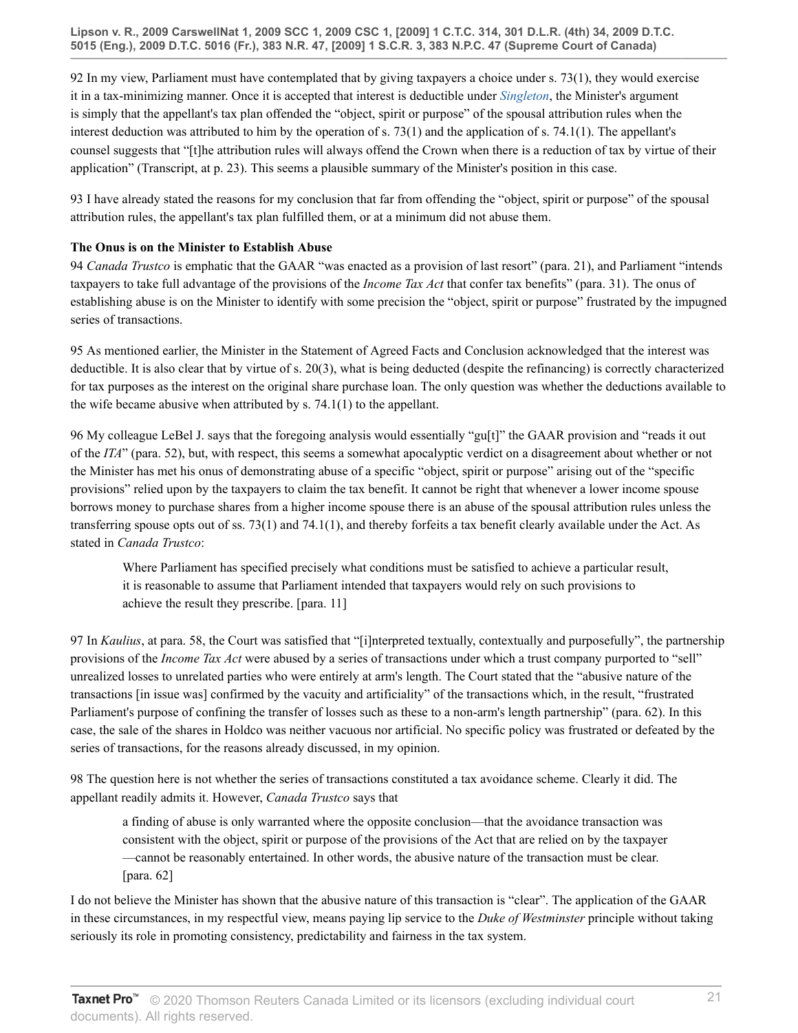92 In my view, Parliament must have contemplated that by giving taxpayers a choice under s. 73(1), they would exercise it in a tax-minimizing manner. Once it is accepted that interest is deductible under *Singleton*, the Minister's argument is simply that the appellant's tax plan offended the "object, spirit or purpose" of the spousal attribution rules when the interest deduction was attributed to him by the operation of s. 73(1) and the application of s. 74.1(1). The appellant's counsel suggests that "[t]he attribution rules will always offend the Crown when there is a reduction of tax by virtue of their application" (Transcript, at p. 23). This seems a plausible summary of the Minister's position in this case.

93 I have already stated the reasons for my conclusion that far from offending the "object, spirit or purpose" of the spousal attribution rules, the appellant's tax plan fulfilled them, or at a minimum did not abuse them.

**The Onus is on the Minister to Establish Abuse**

94 *Canada Trustco* is emphatic that the GAAR "was enacted as a provision of last resort" (para. 21), and Parliament "intends taxpayers to take full advantage of the provisions of the *Income Tax Act* that confer tax benefits" (para. 31). The onus of establishing abuse is on the Minister to identify with some precision the "object, spirit or purpose" frustrated by the impugned series of transactions.

95 As mentioned earlier, the Minister in the Statement of Agreed Facts and Conclusion acknowledged that the interest was deductible. It is also clear that by virtue of s. 20(3), what is being deducted (despite the refinancing) is correctly characterized for tax purposes as the interest on the original share purchase loan. The only question was whether the deductions available to the wife became abusive when attributed by s. 74.1(1) to the appellant.

96 My colleague LeBel J. says that the foregoing analysis would essentially "gu[t]" the GAAR provision and "reads it out of the *ITA*" (para. 52), but, with respect, this seems a somewhat apocalyptic verdict on a disagreement about whether or not the Minister has met his onus of demonstrating abuse of a specific "object, spirit or purpose" arising out of the "specific provisions" relied upon by the taxpayers to claim the tax benefit. It cannot be right that whenever a lower income spouse borrows money to purchase shares from a higher income spouse there is an abuse of the spousal attribution rules unless the transferring spouse opts out of ss. 73(1) and 74.1(1), and thereby forfeits a tax benefit clearly available under the Act. As stated in *Canada Trustco*:

> Where Parliament has specified precisely what conditions must be satisfied to achieve a particular result, it is reasonable to assume that Parliament intended that taxpayers would rely on such provisions to achieve the result they prescribe. [para. 11]

97 In *Kaulius*, at para. 58, the Court was satisfied that "[i]nterpreted textually, contextually and purposefully", the partnership provisions of the *Income Tax Act* were abused by a series of transactions under which a trust company purported to "sell" unrealized losses to unrelated parties who were entirely at arm's length. The Court stated that the "abusive nature of the transactions [in issue was] confirmed by the vacuity and artificiality" of the transactions which, in the result, "frustrated Parliament's purpose of confining the transfer of losses such as these to a non-arm's length partnership" (para. 62). In this case, the sale of the shares in Holdco was neither vacuous nor artificial. No specific policy was frustrated or defeated by the series of transactions, for the reasons already discussed, in my opinion.

98 The question here is not whether the series of transactions constituted a tax avoidance scheme. Clearly it did. The appellant readily admits it. However, *Canada Trustco* says that

> a finding of abuse is only warranted where the opposite conclusion—that the avoidance transaction was consistent with the object, spirit or purpose of the provisions of the Act that are relied on by the taxpayer—cannot be reasonably entertained. In other words, the abusive nature of the transaction must be clear. [para. 62]

I do not believe the Minister has shown that the abusive nature of this transaction is "clear". The application of the GAAR in these circumstances, in my respectful view, means paying lip service to the *Duke of Westminster* principle without taking seriously its role in promoting consistency, predictability and fairness in the tax system.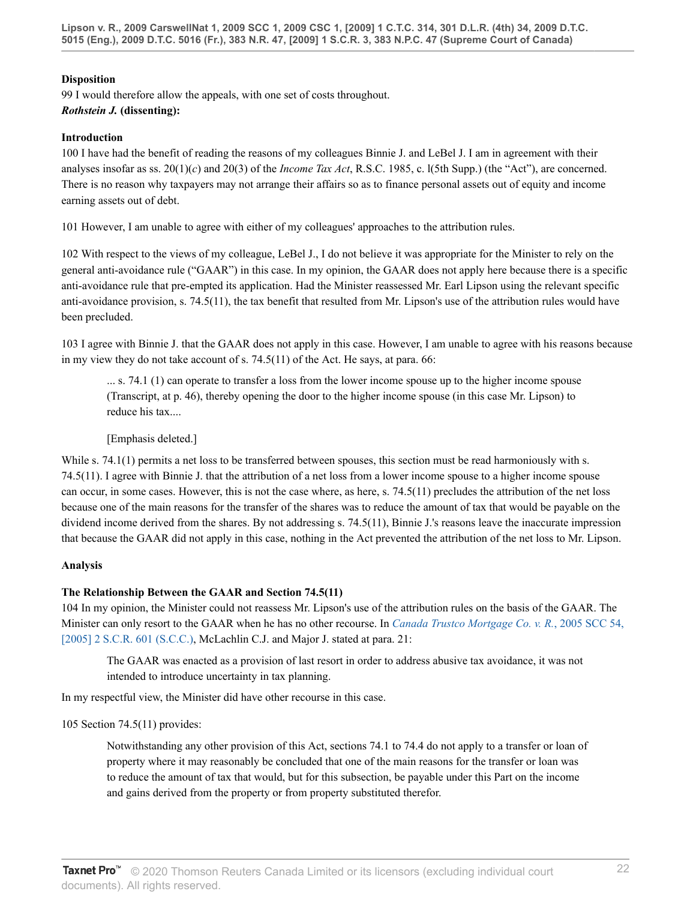**Disposition**

99 I would therefore allow the appeals, with one set of costs throughout.

***Rothstein J.* (dissenting):**

**Introduction**

100 I have had the benefit of reading the reasons of my colleagues Binnie J. and LeBel J. I am in agreement with their analyses insofar as ss. 20(1)(*c*) and 20(3) of the *Income Tax Act*, R.S.C. 1985, c. l(5th Supp.) (the "Act"), are concerned. There is no reason why taxpayers may not arrange their affairs so as to finance personal assets out of equity and income earning assets out of debt.

101 However, I am unable to agree with either of my colleagues' approaches to the attribution rules.

102 With respect to the views of my colleague, LeBel J., I do not believe it was appropriate for the Minister to rely on the general anti-avoidance rule ("GAAR") in this case. In my opinion, the GAAR does not apply here because there is a specific anti-avoidance rule that pre-empted its application. Had the Minister reassessed Mr. Earl Lipson using the relevant specific anti-avoidance provision, s. 74.5(11), the tax benefit that resulted from Mr. Lipson's use of the attribution rules would have been precluded.

103 I agree with Binnie J. that the GAAR does not apply in this case. However, I am unable to agree with his reasons because in my view they do not take account of s. 74.5(11) of the Act. He says, at para. 66:

> ... s. 74.1 (1) can operate to transfer a loss from the lower income spouse up to the higher income spouse (Transcript, at p. 46), thereby opening the door to the higher income spouse (in this case Mr. Lipson) to reduce his tax....
>
> [Emphasis deleted.]

While s. 74.1(1) permits a net loss to be transferred between spouses, this section must be read harmoniously with s. 74.5(11). I agree with Binnie J. that the attribution of a net loss from a lower income spouse to a higher income spouse can occur, in some cases. However, this is not the case where, as here, s. 74.5(11) precludes the attribution of the net loss because one of the main reasons for the transfer of the shares was to reduce the amount of tax that would be payable on the dividend income derived from the shares. By not addressing s. 74.5(11), Binnie J.'s reasons leave the inaccurate impression that because the GAAR did not apply in this case, nothing in the Act prevented the attribution of the net loss to Mr. Lipson.

**Analysis**

**The Relationship Between the GAAR and Section 74.5(11)**

104 In my opinion, the Minister could not reassess Mr. Lipson's use of the attribution rules on the basis of the GAAR. The Minister can only resort to the GAAR when he has no other recourse. In *Canada Trustco Mortgage Co. v. R.*, 2005 SCC 54, [2005] 2 S.C.R. 601 (S.C.C.), McLachlin C.J. and Major J. stated at para. 21:

> The GAAR was enacted as a provision of last resort in order to address abusive tax avoidance, it was not intended to introduce uncertainty in tax planning.

In my respectful view, the Minister did have other recourse in this case.

105 Section 74.5(11) provides:

> Notwithstanding any other provision of this Act, sections 74.1 to 74.4 do not apply to a transfer or loan of property where it may reasonably be concluded that one of the main reasons for the transfer or loan was to reduce the amount of tax that would, but for this subsection, be payable under this Part on the income and gains derived from the property or from property substituted therefor.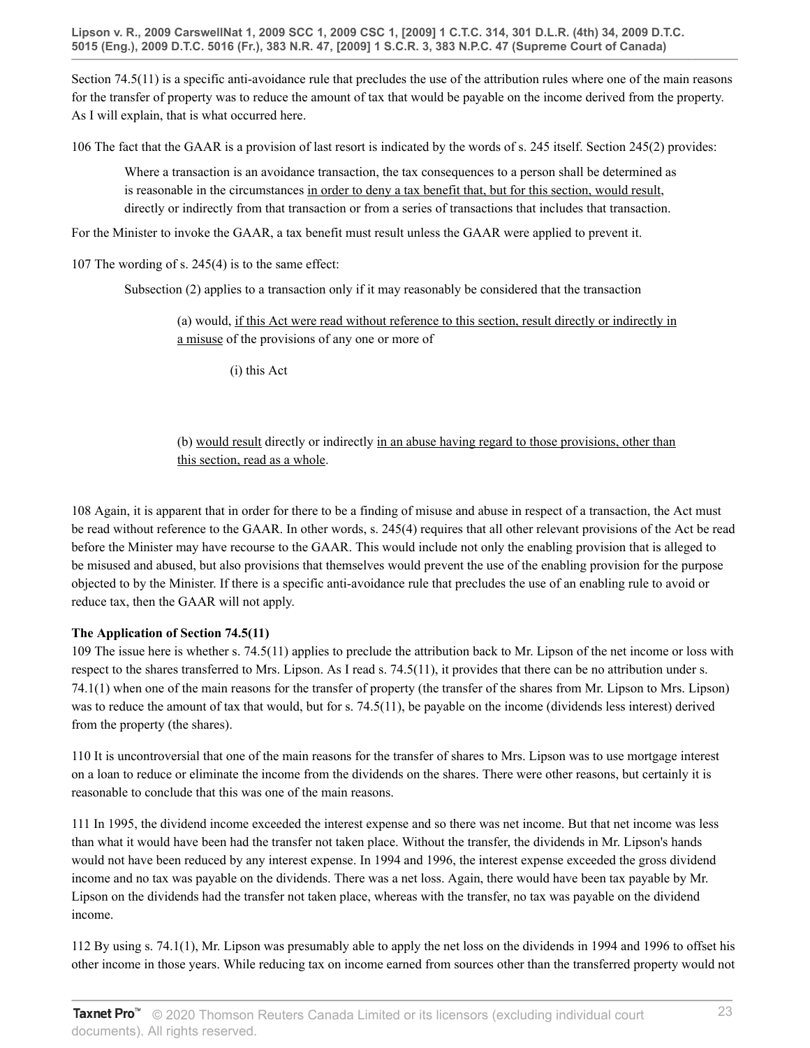Section 74.5(11) is a specific anti-avoidance rule that precludes the use of the attribution rules where one of the main reasons for the transfer of property was to reduce the amount of tax that would be payable on the income derived from the property. As I will explain, that is what occurred here.

106 The fact that the GAAR is a provision of last resort is indicated by the words of s. 245 itself. Section 245(2) provides:

> Where a transaction is an avoidance transaction, the tax consequences to a person shall be determined as is reasonable in the circumstances <u>in order to deny a tax benefit that, but for this section, would result,</u> directly or indirectly from that transaction or from a series of transactions that includes that transaction.

For the Minister to invoke the GAAR, a tax benefit must result unless the GAAR were applied to prevent it.

107 The wording of s. 245(4) is to the same effect:

> Subsection (2) applies to a transaction only if it may reasonably be considered that the transaction
>
> > (a) would, <u>if this Act were read without reference to this section, result directly or indirectly in a misuse</u> of the provisions of any one or more of
> >
> > > (i) this Act
> >
> > (b) <u>would result</u> directly or indirectly <u>in an abuse having regard to those provisions, other than this section, read as a whole</u>.

108 Again, it is apparent that in order for there to be a finding of misuse and abuse in respect of a transaction, the Act must be read without reference to the GAAR. In other words, s. 245(4) requires that all other relevant provisions of the Act be read before the Minister may have recourse to the GAAR. This would include not only the enabling provision that is alleged to be misused and abused, but also provisions that themselves would prevent the use of the enabling provision for the purpose objected to by the Minister. If there is a specific anti-avoidance rule that precludes the use of an enabling rule to avoid or reduce tax, then the GAAR will not apply.

**The Application of Section 74.5(11)**

109 The issue here is whether s. 74.5(11) applies to preclude the attribution back to Mr. Lipson of the net income or loss with respect to the shares transferred to Mrs. Lipson. As I read s. 74.5(11), it provides that there can be no attribution under s. 74.1(1) when one of the main reasons for the transfer of property (the transfer of the shares from Mr. Lipson to Mrs. Lipson) was to reduce the amount of tax that would, but for s. 74.5(11), be payable on the income (dividends less interest) derived from the property (the shares).

110 It is uncontroversial that one of the main reasons for the transfer of shares to Mrs. Lipson was to use mortgage interest on a loan to reduce or eliminate the income from the dividends on the shares. There were other reasons, but certainly it is reasonable to conclude that this was one of the main reasons.

111 In 1995, the dividend income exceeded the interest expense and so there was net income. But that net income was less than what it would have been had the transfer not taken place. Without the transfer, the dividends in Mr. Lipson's hands would not have been reduced by any interest expense. In 1994 and 1996, the interest expense exceeded the gross dividend income and no tax was payable on the dividends. There was a net loss. Again, there would have been tax payable by Mr. Lipson on the dividends had the transfer not taken place, whereas with the transfer, no tax was payable on the dividend income.

112 By using s. 74.1(1), Mr. Lipson was presumably able to apply the net loss on the dividends in 1994 and 1996 to offset his other income in those years. While reducing tax on income earned from sources other than the transferred property would not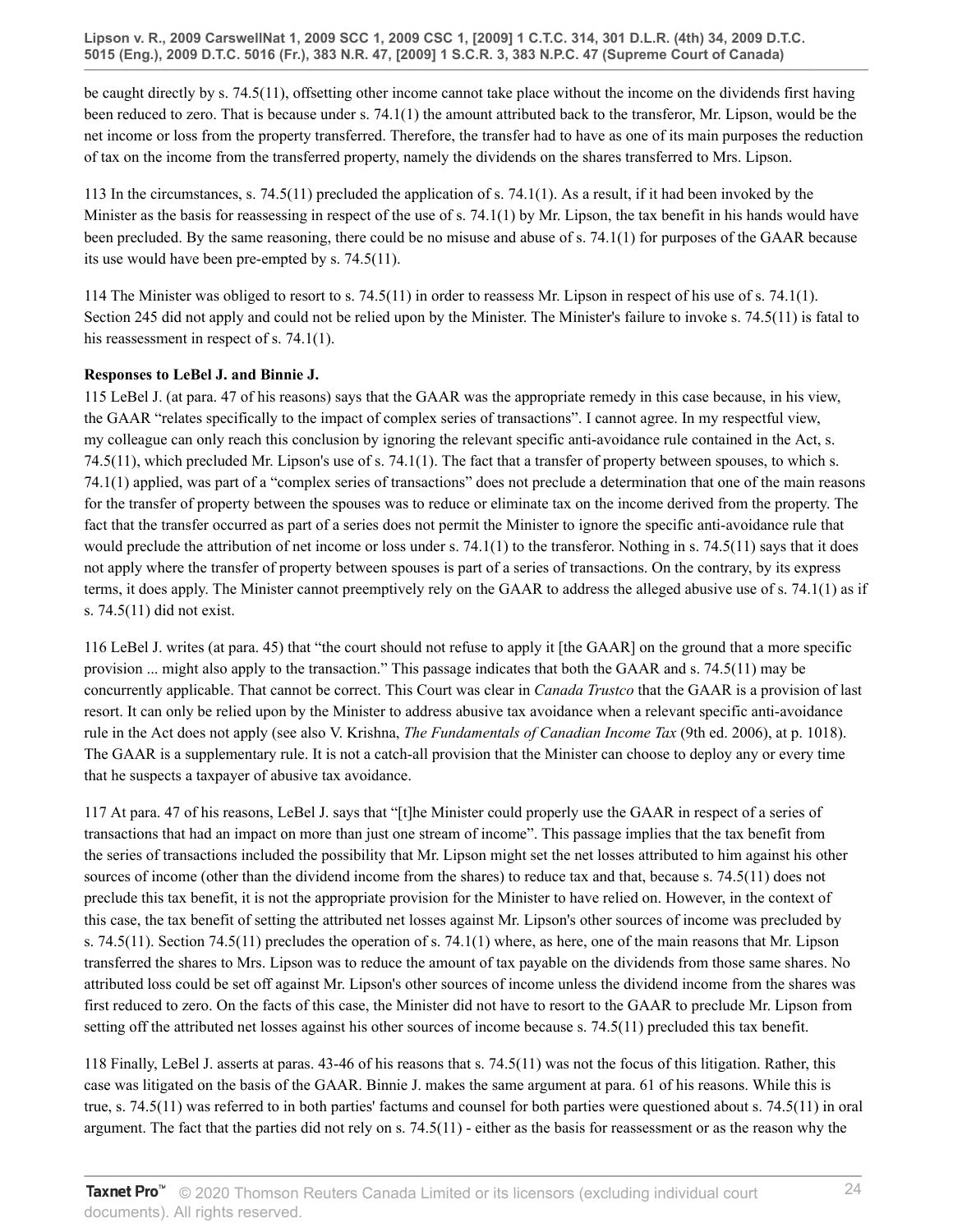be caught directly by s. 74.5(11), offsetting other income cannot take place without the income on the dividends first having been reduced to zero. That is because under s. 74.1(1) the amount attributed back to the transferor, Mr. Lipson, would be the net income or loss from the property transferred. Therefore, the transfer had to have as one of its main purposes the reduction of tax on the income from the transferred property, namely the dividends on the shares transferred to Mrs. Lipson.

113 In the circumstances, s. 74.5(11) precluded the application of s. 74.1(1). As a result, if it had been invoked by the Minister as the basis for reassessing in respect of the use of s. 74.1(1) by Mr. Lipson, the tax benefit in his hands would have been precluded. By the same reasoning, there could be no misuse and abuse of s. 74.1(1) for purposes of the GAAR because its use would have been pre-empted by s. 74.5(11).

114 The Minister was obliged to resort to s. 74.5(11) in order to reassess Mr. Lipson in respect of his use of s. 74.1(1). Section 245 did not apply and could not be relied upon by the Minister. The Minister's failure to invoke s. 74.5(11) is fatal to his reassessment in respect of s. 74.1(1).

**Responses to LeBel J. and Binnie J.**

115 LeBel J. (at para. 47 of his reasons) says that the GAAR was the appropriate remedy in this case because, in his view, the GAAR "relates specifically to the impact of complex series of transactions". I cannot agree. In my respectful view, my colleague can only reach this conclusion by ignoring the relevant specific anti-avoidance rule contained in the Act, s. 74.5(11), which precluded Mr. Lipson's use of s. 74.1(1). The fact that a transfer of property between spouses, to which s. 74.1(1) applied, was part of a "complex series of transactions" does not preclude a determination that one of the main reasons for the transfer of property between the spouses was to reduce or eliminate tax on the income derived from the property. The fact that the transfer occurred as part of a series does not permit the Minister to ignore the specific anti-avoidance rule that would preclude the attribution of net income or loss under s. 74.1(1) to the transferor. Nothing in s. 74.5(11) says that it does not apply where the transfer of property between spouses is part of a series of transactions. On the contrary, by its express terms, it does apply. The Minister cannot preemptively rely on the GAAR to address the alleged abusive use of s. 74.1(1) as if s. 74.5(11) did not exist.

116 LeBel J. writes (at para. 45) that "the court should not refuse to apply it [the GAAR] on the ground that a more specific provision ... might also apply to the transaction." This passage indicates that both the GAAR and s. 74.5(11) may be concurrently applicable. That cannot be correct. This Court was clear in *Canada Trustco* that the GAAR is a provision of last resort. It can only be relied upon by the Minister to address abusive tax avoidance when a relevant specific anti-avoidance rule in the Act does not apply (see also V. Krishna, *The Fundamentals of Canadian Income Tax* (9th ed. 2006), at p. 1018). The GAAR is a supplementary rule. It is not a catch-all provision that the Minister can choose to deploy any or every time that he suspects a taxpayer of abusive tax avoidance.

117 At para. 47 of his reasons, LeBel J. says that "[t]he Minister could properly use the GAAR in respect of a series of transactions that had an impact on more than just one stream of income". This passage implies that the tax benefit from the series of transactions included the possibility that Mr. Lipson might set the net losses attributed to him against his other sources of income (other than the dividend income from the shares) to reduce tax and that, because s. 74.5(11) does not preclude this tax benefit, it is not the appropriate provision for the Minister to have relied on. However, in the context of this case, the tax benefit of setting the attributed net losses against Mr. Lipson's other sources of income was precluded by s. 74.5(11). Section 74.5(11) precludes the operation of s. 74.1(1) where, as here, one of the main reasons that Mr. Lipson transferred the shares to Mrs. Lipson was to reduce the amount of tax payable on the dividends from those same shares. No attributed loss could be set off against Mr. Lipson's other sources of income unless the dividend income from the shares was first reduced to zero. On the facts of this case, the Minister did not have to resort to the GAAR to preclude Mr. Lipson from setting off the attributed net losses against his other sources of income because s. 74.5(11) precluded this tax benefit.

118 Finally, LeBel J. asserts at paras. 43-46 of his reasons that s. 74.5(11) was not the focus of this litigation. Rather, this case was litigated on the basis of the GAAR. Binnie J. makes the same argument at para. 61 of his reasons. While this is true, s. 74.5(11) was referred to in both parties' factums and counsel for both parties were questioned about s. 74.5(11) in oral argument. The fact that the parties did not rely on s. 74.5(11) - either as the basis for reassessment or as the reason why the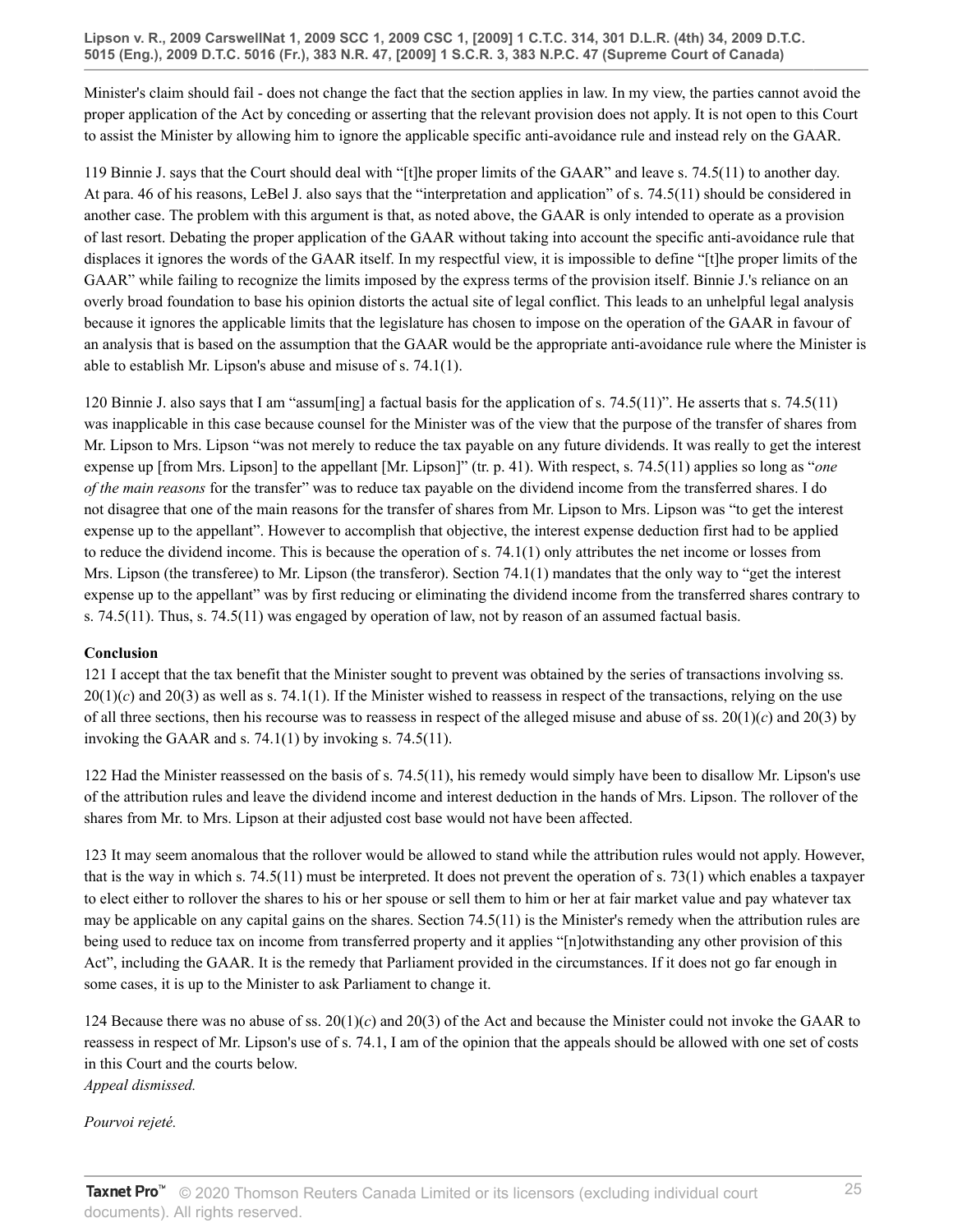Minister's claim should fail - does not change the fact that the section applies in law. In my view, the parties cannot avoid the proper application of the Act by conceding or asserting that the relevant provision does not apply. It is not open to this Court to assist the Minister by allowing him to ignore the applicable specific anti-avoidance rule and instead rely on the GAAR.

119 Binnie J. says that the Court should deal with "[t]he proper limits of the GAAR" and leave s. 74.5(11) to another day. At para. 46 of his reasons, LeBel J. also says that the "interpretation and application" of s. 74.5(11) should be considered in another case. The problem with this argument is that, as noted above, the GAAR is only intended to operate as a provision of last resort. Debating the proper application of the GAAR without taking into account the specific anti-avoidance rule that displaces it ignores the words of the GAAR itself. In my respectful view, it is impossible to define "[t]he proper limits of the GAAR" while failing to recognize the limits imposed by the express terms of the provision itself. Binnie J.'s reliance on an overly broad foundation to base his opinion distorts the actual site of legal conflict. This leads to an unhelpful legal analysis because it ignores the applicable limits that the legislature has chosen to impose on the operation of the GAAR in favour of an analysis that is based on the assumption that the GAAR would be the appropriate anti-avoidance rule where the Minister is able to establish Mr. Lipson's abuse and misuse of s. 74.1(1).

120 Binnie J. also says that I am "assum[ing] a factual basis for the application of s. 74.5(11)". He asserts that s. 74.5(11) was inapplicable in this case because counsel for the Minister was of the view that the purpose of the transfer of shares from Mr. Lipson to Mrs. Lipson "was not merely to reduce the tax payable on any future dividends. It was really to get the interest expense up [from Mrs. Lipson] to the appellant [Mr. Lipson]" (tr. p. 41). With respect, s. 74.5(11) applies so long as "*one of the main reasons* for the transfer" was to reduce tax payable on the dividend income from the transferred shares. I do not disagree that one of the main reasons for the transfer of shares from Mr. Lipson to Mrs. Lipson was "to get the interest expense up to the appellant". However to accomplish that objective, the interest expense deduction first had to be applied to reduce the dividend income. This is because the operation of s. 74.1(1) only attributes the net income or losses from Mrs. Lipson (the transferee) to Mr. Lipson (the transferor). Section 74.1(1) mandates that the only way to "get the interest expense up to the appellant" was by first reducing or eliminating the dividend income from the transferred shares contrary to s. 74.5(11). Thus, s. 74.5(11) was engaged by operation of law, not by reason of an assumed factual basis.

**Conclusion**

121 I accept that the tax benefit that the Minister sought to prevent was obtained by the series of transactions involving ss. 20(1)(*c*) and 20(3) as well as s. 74.1(1). If the Minister wished to reassess in respect of the transactions, relying on the use of all three sections, then his recourse was to reassess in respect of the alleged misuse and abuse of ss. 20(1)(*c*) and 20(3) by invoking the GAAR and s. 74.1(1) by invoking s. 74.5(11).

122 Had the Minister reassessed on the basis of s. 74.5(11), his remedy would simply have been to disallow Mr. Lipson's use of the attribution rules and leave the dividend income and interest deduction in the hands of Mrs. Lipson. The rollover of the shares from Mr. to Mrs. Lipson at their adjusted cost base would not have been affected.

123 It may seem anomalous that the rollover would be allowed to stand while the attribution rules would not apply. However, that is the way in which s. 74.5(11) must be interpreted. It does not prevent the operation of s. 73(1) which enables a taxpayer to elect either to rollover the shares to his or her spouse or sell them to him or her at fair market value and pay whatever tax may be applicable on any capital gains on the shares. Section 74.5(11) is the Minister's remedy when the attribution rules are being used to reduce tax on income from transferred property and it applies "[n]otwithstanding any other provision of this Act", including the GAAR. It is the remedy that Parliament provided in the circumstances. If it does not go far enough in some cases, it is up to the Minister to ask Parliament to change it.

124 Because there was no abuse of ss. 20(1)(*c*) and 20(3) of the Act and because the Minister could not invoke the GAAR to reassess in respect of Mr. Lipson's use of s. 74.1, I am of the opinion that the appeals should be allowed with one set of costs in this Court and the courts below.

*Appeal dismissed.*

*Pourvoi rejeté.*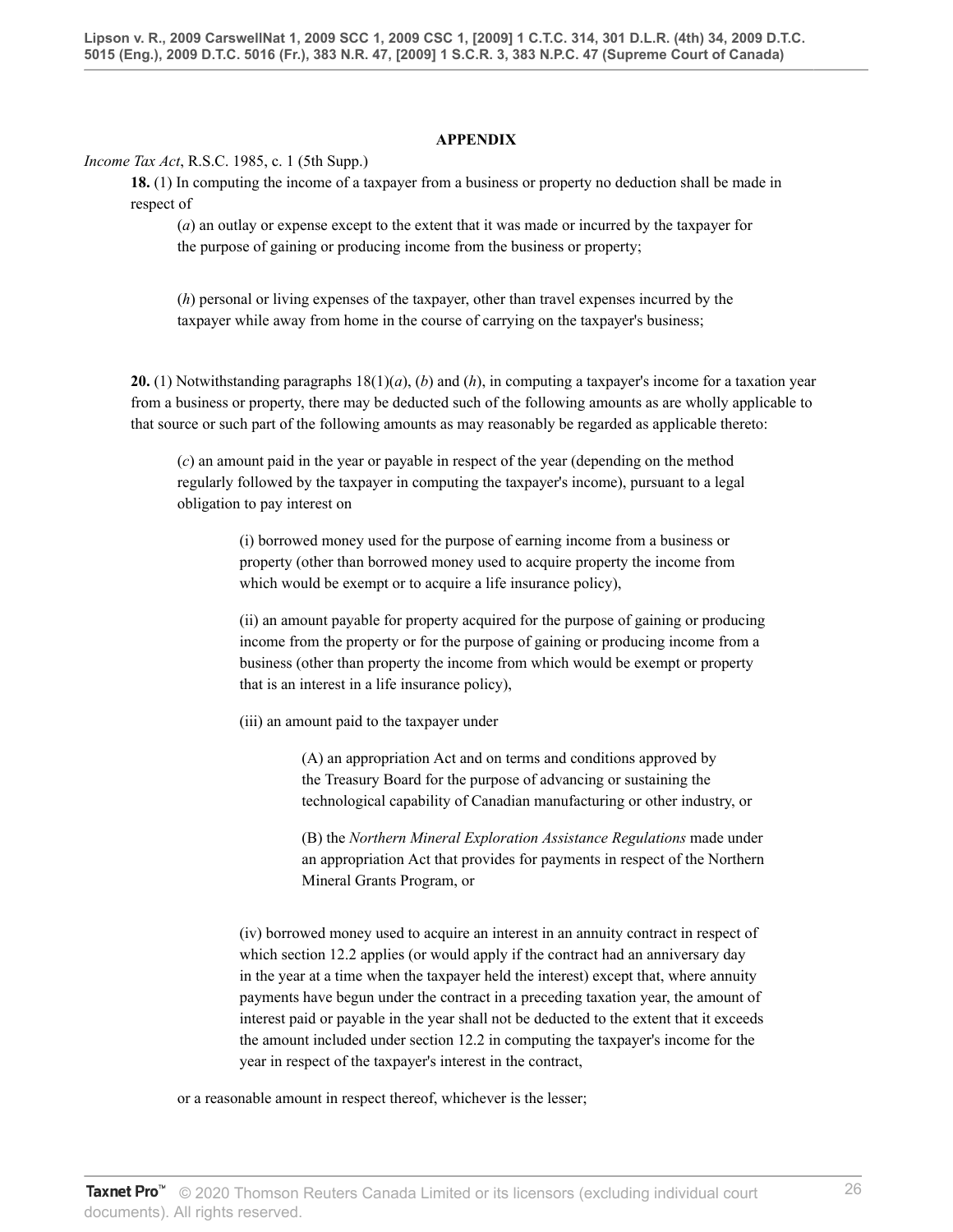## APPENDIX

*Income Tax Act*, R.S.C. 1985, c. 1 (5th Supp.)

**18.** (1) In computing the income of a taxpayer from a business or property no deduction shall be made in respect of

(*a*) an outlay or expense except to the extent that it was made or incurred by the taxpayer for the purpose of gaining or producing income from the business or property;

(*h*) personal or living expenses of the taxpayer, other than travel expenses incurred by the taxpayer while away from home in the course of carrying on the taxpayer's business;

**20.** (1) Notwithstanding paragraphs 18(1)(*a*), (*b*) and (*h*), in computing a taxpayer's income for a taxation year from a business or property, there may be deducted such of the following amounts as are wholly applicable to that source or such part of the following amounts as may reasonably be regarded as applicable thereto:

(*c*) an amount paid in the year or payable in respect of the year (depending on the method regularly followed by the taxpayer in computing the taxpayer's income), pursuant to a legal obligation to pay interest on

(i) borrowed money used for the purpose of earning income from a business or property (other than borrowed money used to acquire property the income from which would be exempt or to acquire a life insurance policy),

(ii) an amount payable for property acquired for the purpose of gaining or producing income from the property or for the purpose of gaining or producing income from a business (other than property the income from which would be exempt or property that is an interest in a life insurance policy),

(iii) an amount paid to the taxpayer under

(A) an appropriation Act and on terms and conditions approved by the Treasury Board for the purpose of advancing or sustaining the technological capability of Canadian manufacturing or other industry, or

(B) the *Northern Mineral Exploration Assistance Regulations* made under an appropriation Act that provides for payments in respect of the Northern Mineral Grants Program, or

(iv) borrowed money used to acquire an interest in an annuity contract in respect of which section 12.2 applies (or would apply if the contract had an anniversary day in the year at a time when the taxpayer held the interest) except that, where annuity payments have begun under the contract in a preceding taxation year, the amount of interest paid or payable in the year shall not be deducted to the extent that it exceeds the amount included under section 12.2 in computing the taxpayer's income for the year in respect of the taxpayer's interest in the contract,

or a reasonable amount in respect thereof, whichever is the lesser;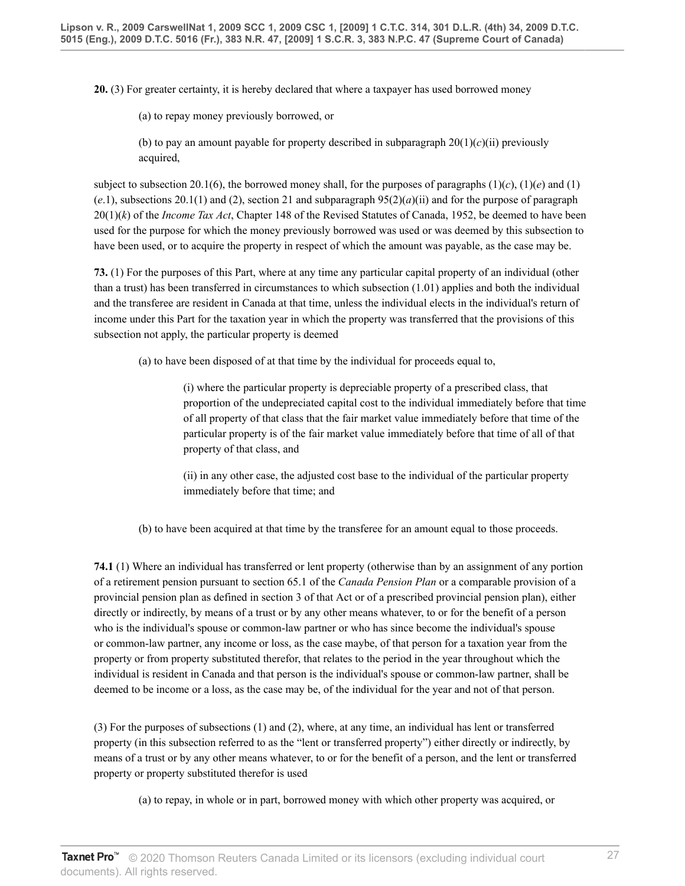**20.** (3) For greater certainty, it is hereby declared that where a taxpayer has used borrowed money

> (a) to repay money previously borrowed, or
>
> (b) to pay an amount payable for property described in subparagraph 20(1)(*c*)(ii) previously acquired,

subject to subsection 20.1(6), the borrowed money shall, for the purposes of paragraphs (1)(*c*), (1)(*e*) and (1)(*e*.1), subsections 20.1(1) and (2), section 21 and subparagraph 95(2)(*a*)(ii) and for the purpose of paragraph 20(1)(*k*) of the *Income Tax Act*, Chapter 148 of the Revised Statutes of Canada, 1952, be deemed to have been used for the purpose for which the money previously borrowed was used or was deemed by this subsection to have been used, or to acquire the property in respect of which the amount was payable, as the case may be.

**73.** (1) For the purposes of this Part, where at any time any particular capital property of an individual (other than a trust) has been transferred in circumstances to which subsection (1.01) applies and both the individual and the transferee are resident in Canada at that time, unless the individual elects in the individual's return of income under this Part for the taxation year in which the property was transferred that the provisions of this subsection not apply, the particular property is deemed

> (a) to have been disposed of at that time by the individual for proceeds equal to,
>
> > (i) where the particular property is depreciable property of a prescribed class, that proportion of the undepreciated capital cost to the individual immediately before that time of all property of that class that the fair market value immediately before that time of the particular property is of the fair market value immediately before that time of all of that property of that class, and
> >
> > (ii) in any other case, the adjusted cost base to the individual of the particular property immediately before that time; and
>
> (b) to have been acquired at that time by the transferee for an amount equal to those proceeds.

**74.1** (1) Where an individual has transferred or lent property (otherwise than by an assignment of any portion of a retirement pension pursuant to section 65.1 of the *Canada Pension Plan* or a comparable provision of a provincial pension plan as defined in section 3 of that Act or of a prescribed provincial pension plan), either directly or indirectly, by means of a trust or by any other means whatever, to or for the benefit of a person who is the individual's spouse or common-law partner or who has since become the individual's spouse or common-law partner, any income or loss, as the case maybe, of that person for a taxation year from the property or from property substituted therefor, that relates to the period in the year throughout which the individual is resident in Canada and that person is the individual's spouse or common-law partner, shall be deemed to be income or a loss, as the case may be, of the individual for the year and not of that person.

(3) For the purposes of subsections (1) and (2), where, at any time, an individual has lent or transferred property (in this subsection referred to as the "lent or transferred property") either directly or indirectly, by means of a trust or by any other means whatever, to or for the benefit of a person, and the lent or transferred property or property substituted therefor is used

> (a) to repay, in whole or in part, borrowed money with which other property was acquired, or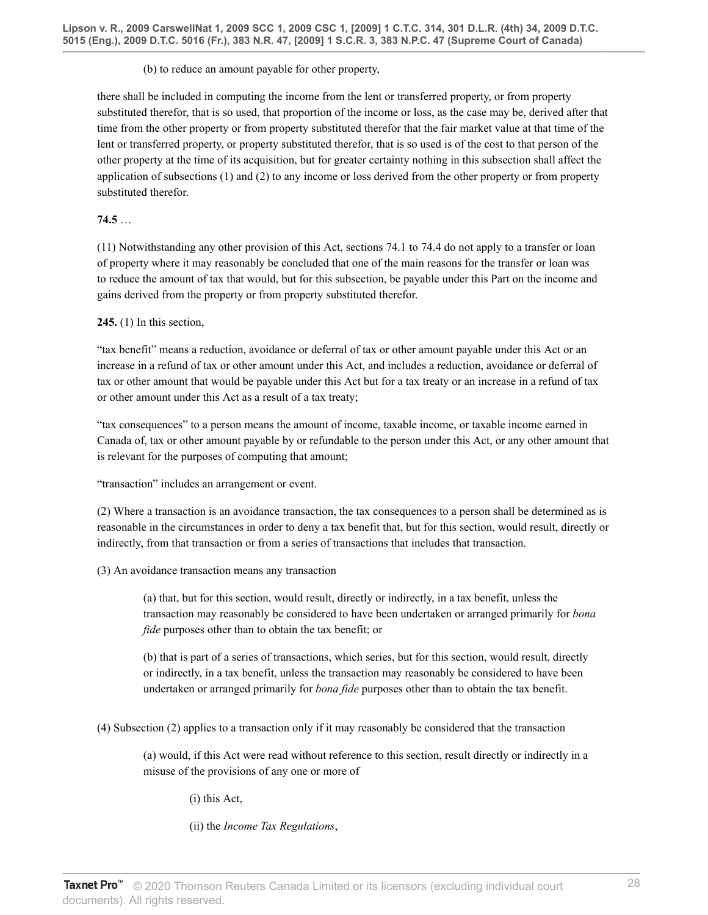(b) to reduce an amount payable for other property,

there shall be included in computing the income from the lent or transferred property, or from property substituted therefor, that is so used, that proportion of the income or loss, as the case may be, derived after that time from the other property or from property substituted therefor that the fair market value at that time of the lent or transferred property, or property substituted therefor, that is so used is of the cost to that person of the other property at the time of its acquisition, but for greater certainty nothing in this subsection shall affect the application of subsections (1) and (2) to any income or loss derived from the other property or from property substituted therefor.

**74.5** …

(11) Notwithstanding any other provision of this Act, sections 74.1 to 74.4 do not apply to a transfer or loan of property where it may reasonably be concluded that one of the main reasons for the transfer or loan was to reduce the amount of tax that would, but for this subsection, be payable under this Part on the income and gains derived from the property or from property substituted therefor.

**245.** (1) In this section,

"tax benefit" means a reduction, avoidance or deferral of tax or other amount payable under this Act or an increase in a refund of tax or other amount under this Act, and includes a reduction, avoidance or deferral of tax or other amount that would be payable under this Act but for a tax treaty or an increase in a refund of tax or other amount under this Act as a result of a tax treaty;

"tax consequences" to a person means the amount of income, taxable income, or taxable income earned in Canada of, tax or other amount payable by or refundable to the person under this Act, or any other amount that is relevant for the purposes of computing that amount;

"transaction" includes an arrangement or event.

(2) Where a transaction is an avoidance transaction, the tax consequences to a person shall be determined as is reasonable in the circumstances in order to deny a tax benefit that, but for this section, would result, directly or indirectly, from that transaction or from a series of transactions that includes that transaction.

(3) An avoidance transaction means any transaction

(a) that, but for this section, would result, directly or indirectly, in a tax benefit, unless the transaction may reasonably be considered to have been undertaken or arranged primarily for *bona fide* purposes other than to obtain the tax benefit; or

(b) that is part of a series of transactions, which series, but for this section, would result, directly or indirectly, in a tax benefit, unless the transaction may reasonably be considered to have been undertaken or arranged primarily for *bona fide* purposes other than to obtain the tax benefit.

(4) Subsection (2) applies to a transaction only if it may reasonably be considered that the transaction

(a) would, if this Act were read without reference to this section, result directly or indirectly in a misuse of the provisions of any one or more of

(i) this Act,

(ii) the *Income Tax Regulations*,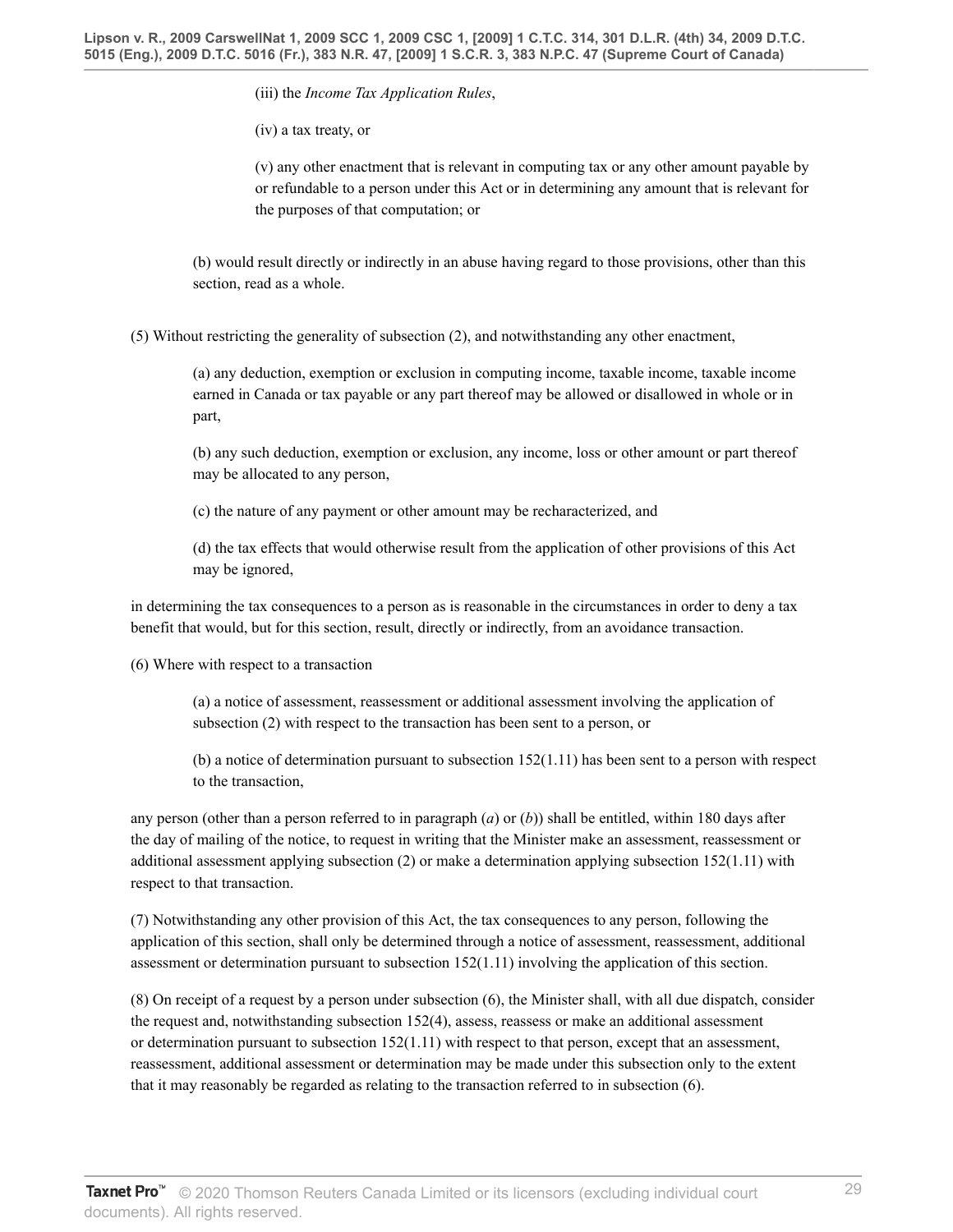(iii) the *Income Tax Application Rules*,

(iv) a tax treaty, or

(v) any other enactment that is relevant in computing tax or any other amount payable by or refundable to a person under this Act or in determining any amount that is relevant for the purposes of that computation; or

(b) would result directly or indirectly in an abuse having regard to those provisions, other than this section, read as a whole.

(5) Without restricting the generality of subsection (2), and notwithstanding any other enactment,

(a) any deduction, exemption or exclusion in computing income, taxable income, taxable income earned in Canada or tax payable or any part thereof may be allowed or disallowed in whole or in part,

(b) any such deduction, exemption or exclusion, any income, loss or other amount or part thereof may be allocated to any person,

(c) the nature of any payment or other amount may be recharacterized, and

(d) the tax effects that would otherwise result from the application of other provisions of this Act may be ignored,

in determining the tax consequences to a person as is reasonable in the circumstances in order to deny a tax benefit that would, but for this section, result, directly or indirectly, from an avoidance transaction.

(6) Where with respect to a transaction

(a) a notice of assessment, reassessment or additional assessment involving the application of subsection (2) with respect to the transaction has been sent to a person, or

(b) a notice of determination pursuant to subsection 152(1.11) has been sent to a person with respect to the transaction,

any person (other than a person referred to in paragraph (*a*) or (*b*)) shall be entitled, within 180 days after the day of mailing of the notice, to request in writing that the Minister make an assessment, reassessment or additional assessment applying subsection (2) or make a determination applying subsection 152(1.11) with respect to that transaction.

(7) Notwithstanding any other provision of this Act, the tax consequences to any person, following the application of this section, shall only be determined through a notice of assessment, reassessment, additional assessment or determination pursuant to subsection 152(1.11) involving the application of this section.

(8) On receipt of a request by a person under subsection (6), the Minister shall, with all due dispatch, consider the request and, notwithstanding subsection 152(4), assess, reassess or make an additional assessment or determination pursuant to subsection 152(1.11) with respect to that person, except that an assessment, reassessment, additional assessment or determination may be made under this subsection only to the extent that it may reasonably be regarded as relating to the transaction referred to in subsection (6).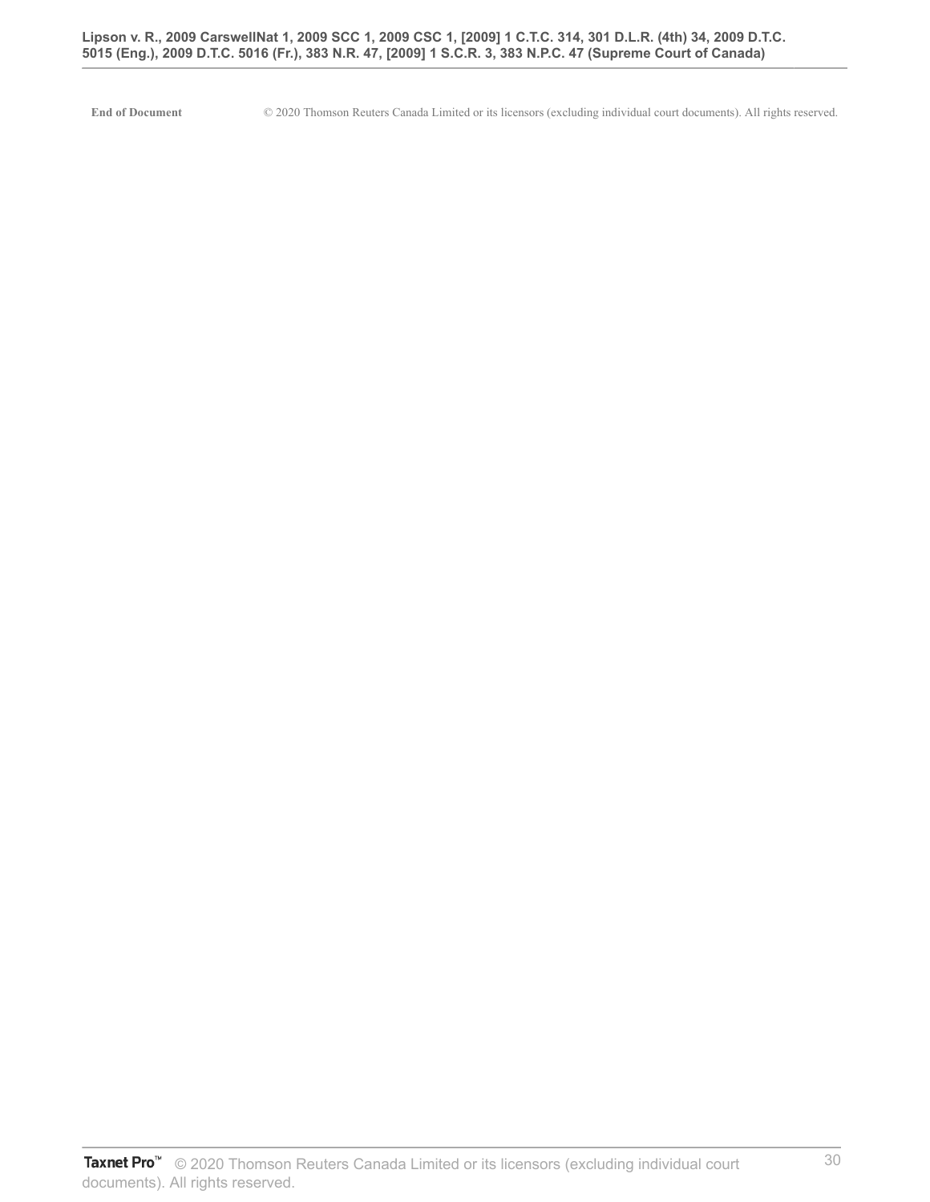**End of Document** © 2020 Thomson Reuters Canada Limited or its licensors (excluding individual court documents). All rights reserved.